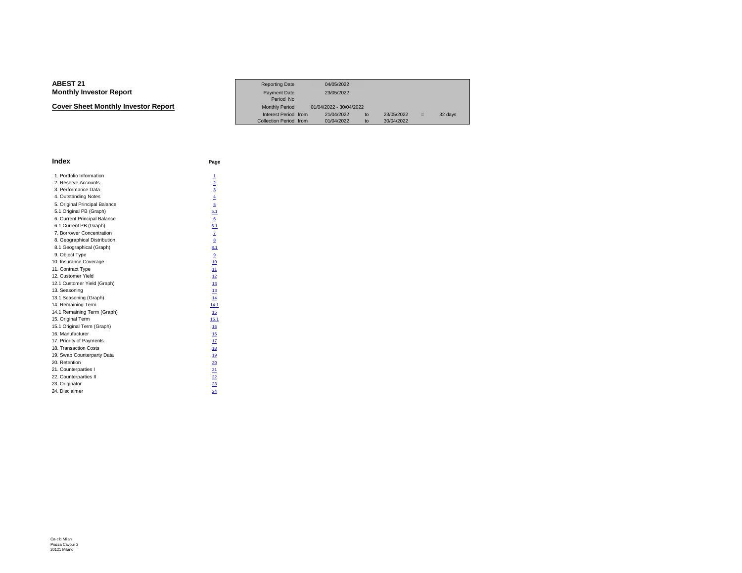# ABEST 21
## Monthly Investor Report

### Cover Sheet Monthly Investor Report

| | | | | | | |
|---|---|---|---|---|---|---|
| Reporting Date | | 04/05/2022 | | | | |
| Payment Date | | 23/05/2022 | | | | |
| Period No | | | | | | |
| Monthly Period | | 01/04/2022 - 30/04/2022 | | | | |
| Interest Period | from | 21/04/2022 | to | 23/05/2022 | = | 32 days |
| Collection Period | from | 01/04/2022 | to | 30/04/2022 | | |

## Index

| | Page |
|---|---|
| 1. Portfolio Information | 1 |
| 2. Reserve Accounts | 2 |
| 3. Performance Data | 3 |
| 4. Outstanding Notes | 4 |
| 5. Original Principal Balance | 5 |
| 5.1 Original PB (Graph) | 5.1 |
| 6. Current Principal Balance | 6 |
| 6.1 Current PB (Graph) | 6.1 |
| 7. Borrower Concentration | 7 |
| 8. Geographical Distribution | 8 |
| 8.1 Geographical (Graph) | 8.1 |
| 9. Object Type | 9 |
| 10. Insurance Coverage | 10 |
| 11. Contract Type | 11 |
| 12. Customer Yield | 12 |
| 12.1 Customer Yield (Graph) | 13 |
| 13. Seasoning | 13 |
| 13.1 Seasoning (Graph) | 14 |
| 14. Remaining Term | 14.1 |
| 14.1 Remaining Term (Graph) | 15 |
| 15. Original Term | 15.1 |
| 15.1 Original Term (Graph) | 16 |
| 16. Manufacturer | 16 |
| 17. Priority of Payments | 17 |
| 18. Transaction Costs | 18 |
| 19. Swap Counterparty Data | 19 |
| 20. Retention | 20 |
| 21. Counterparties I | 21 |
| 22. Counterparties II | 22 |
| 23. Originator | 23 |
| 24. Disclaimer | 24 |

Ca-cib Milan
Piazza Cavour 2
20121 Milano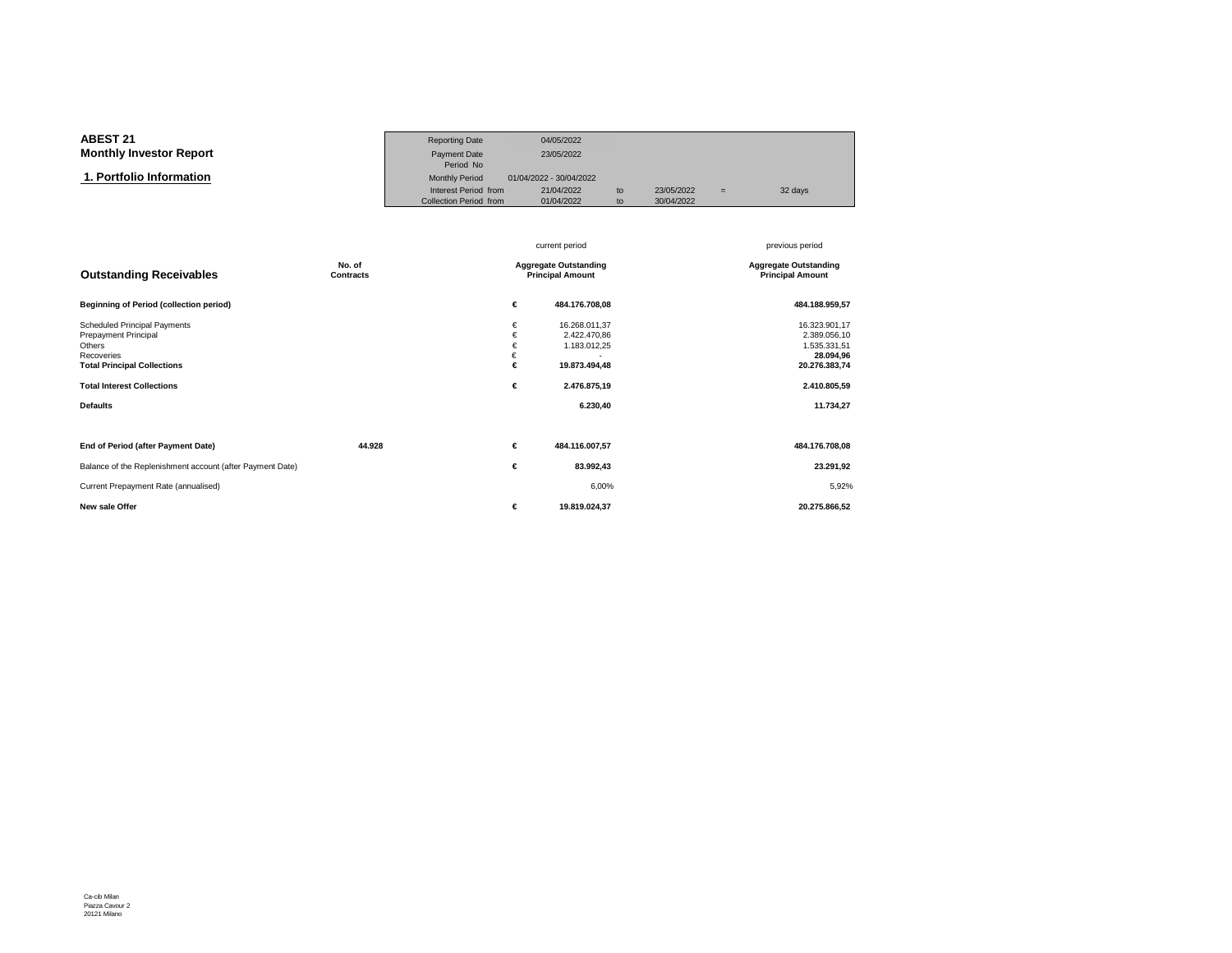**ABEST 21**
**Monthly Investor Report**

## 1. Portfolio Information

| | | | | | |
|---|---|---|---|---|---|
| Reporting Date | 04/05/2022 | | | | |
| Payment Date | 23/05/2022 | | | | |
| Period No | | | | | |
| Monthly Period | 01/04/2022 - 30/04/2022 | | | | |
| Interest Period from | 21/04/2022 | to | 23/05/2022 | = | 32 days |
| Collection Period from | 01/04/2022 | to | 30/04/2022 | | |

| Outstanding Receivables | No. of Contracts | | current period Aggregate Outstanding Principal Amount | previous period Aggregate Outstanding Principal Amount |
|---|---|---|---|---|
| **Beginning of Period (collection period)** | | **€** | **484.176.708,08** | **484.188.959,57** |
| Scheduled Principal Payments | | € | 16.268.011,37 | 16.323.901,17 |
| Prepayment Principal | | € | 2.422.470,86 | 2.389.056,10 |
| Others | | € | 1.183.012,25 | 1.535.331,51 |
| Recoveries | | € | - | **28.094,96** |
| **Total Principal Collections** | | **€** | **19.873.494,48** | **20.276.383,74** |
| **Total Interest Collections** | | **€** | **2.476.875,19** | **2.410.805,59** |
| **Defaults** | | | **6.230,40** | **11.734,27** |
| **End of Period (after Payment Date)** | **44.928** | **€** | **484.116.007,57** | **484.176.708,08** |
| Balance of the Replenishment account (after Payment Date) | | **€** | **83.992,43** | **23.291,92** |
| Current Prepayment Rate (annualised) | | | 6,00% | 5,92% |
| **New sale Offer** | | **€** | **19.819.024,37** | **20.275.866,52** |

Ca-cib Milan
Piazza Cavour 2
20121 Milano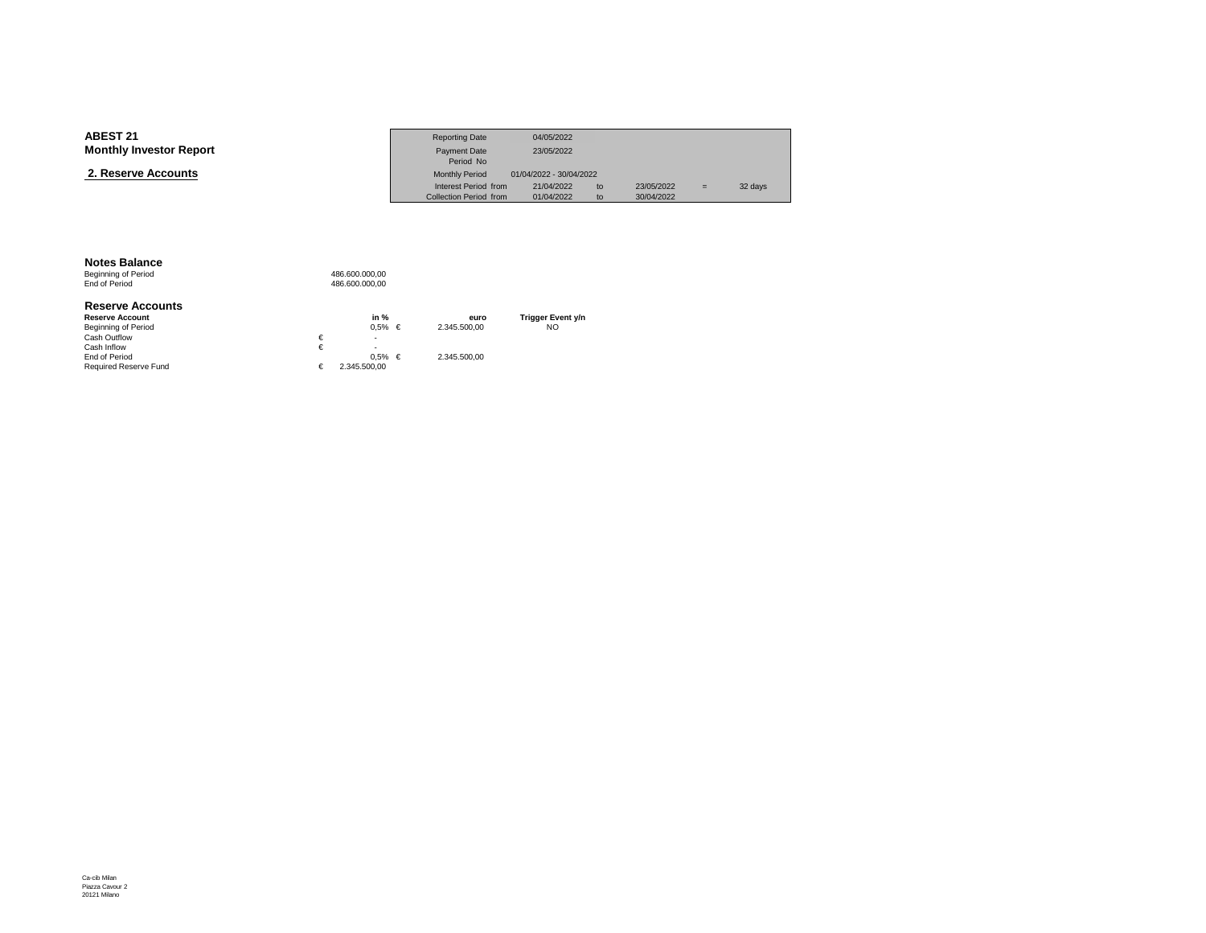**ABEST 21**
**Monthly Investor Report**

## 2. Reserve Accounts

| | | | | | | |
|---|---|---|---|---|---|---|
| Reporting Date | 04/05/2022 | | | | | |
| Payment Date | 23/05/2022 | | | | | |
| Period No | | | | | | |
| Monthly Period | 01/04/2022 - 30/04/2022 | | | | | |
| Interest Period from | 21/04/2022 | to | 23/05/2022 | = | 32 days | |
| Collection Period from | 01/04/2022 | to | 30/04/2022 | | | |

### Notes Balance

| | |
|---|---|
| Beginning of Period | 486.600.000,00 |
| End of Period | 486.600.000,00 |

### Reserve Accounts

| Reserve Account | in % | euro | Trigger Event y/n |
|---|---|---|---|
| Beginning of Period | 0,5% | € 2.345.500,00 | NO |
| Cash Outflow | € - | | |
| Cash Inflow | € - | | |
| End of Period | 0,5% | € 2.345.500,00 | |
| Required Reserve Fund | € 2.345.500,00 | | |

Ca-cib Milan
Piazza Cavour 2
20121 Milano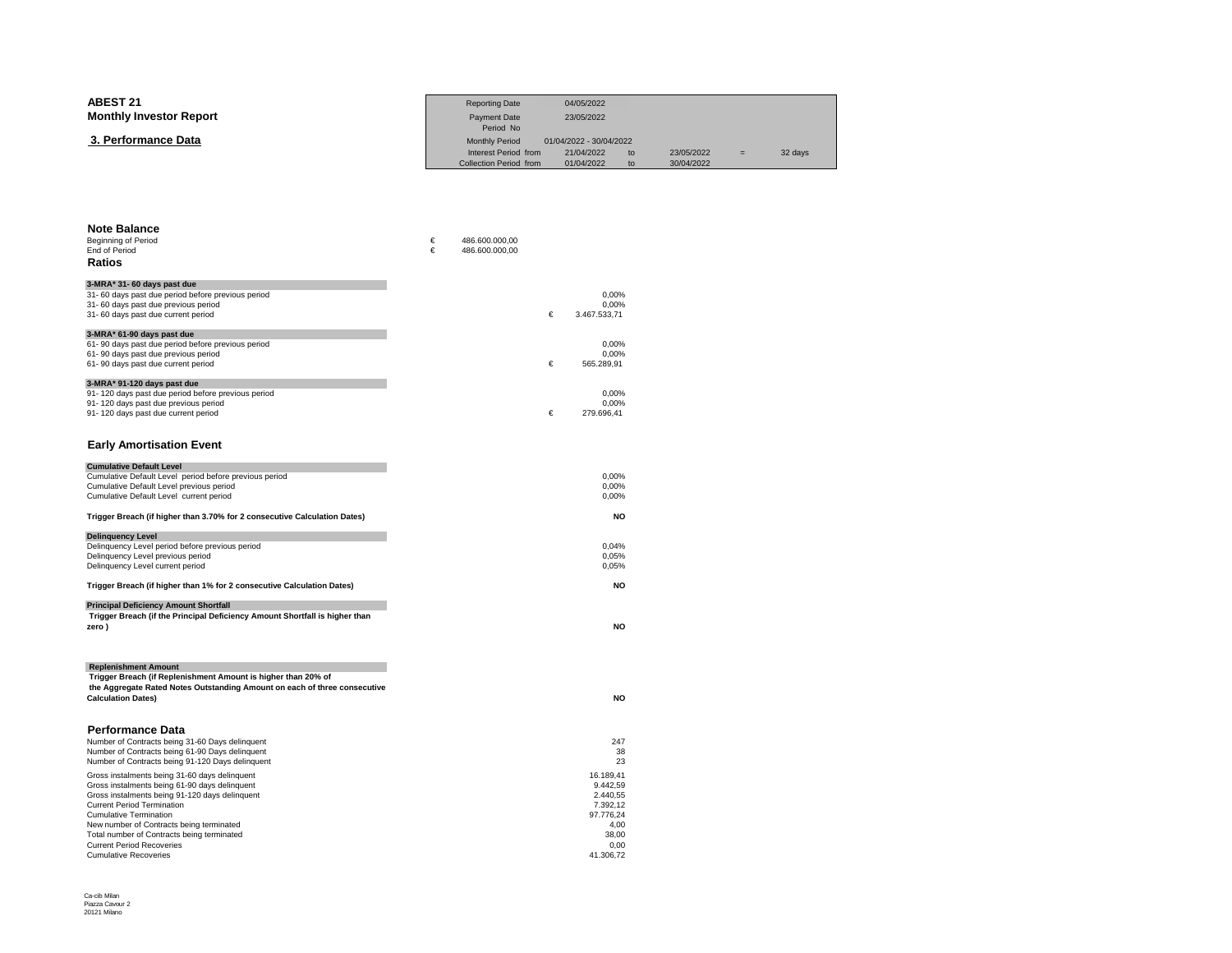**ABEST 21**
**Monthly Investor Report**

**3. Performance Data**

| | | | | | | |
|---|---|---|---|---|---|---|
| Reporting Date | 04/05/2022 | | | | | |
| Payment Date | 23/05/2022 | | | | | |
| Period No | | | | | | |
| Monthly Period | 01/04/2022 - 30/04/2022 | | | | | |
| Interest Period from | 21/04/2022 | to | 23/05/2022 | = | 32 days | |
| Collection Period from | 01/04/2022 | to | 30/04/2022 | | | |

### Note Balance

| | | |
|---|---|---|
| Beginning of Period | € | 486.600.000,00 |
| End of Period | € | 486.600.000,00 |

### Ratios

| **3-MRA* 31- 60 days past due** | | |
|---|---|---|
| 31- 60 days past due period before previous period | | 0,00% |
| 31- 60 days past due previous period | | 0,00% |
| 31- 60 days past due current period | € | 3.467.533,71 |

| **3-MRA* 61-90 days past due** | | |
|---|---|---|
| 61- 90 days past due period before previous period | | 0,00% |
| 61- 90 days past due previous period | | 0,00% |
| 61- 90 days past due current period | € | 565.289,91 |

| **3-MRA* 91-120 days past due** | | |
|---|---|---|
| 91- 120 days past due period before previous period | | 0,00% |
| 91- 120 days past due previous period | | 0,00% |
| 91- 120 days past due current period | € | 279.696,41 |

### Early Amortisation Event

| **Cumulative Default Level** | |
|---|---|
| Cumulative Default Level period before previous period | 0,00% |
| Cumulative Default Level previous period | 0,00% |
| Cumulative Default Level current period | 0,00% |
| **Trigger Breach (if higher than 3.70% for 2 consecutive Calculation Dates)** | **NO** |

| **Delinquency Level** | |
|---|---|
| Delinquency Level period before previous period | 0,04% |
| Delinquency Level previous period | 0,05% |
| Delinquency Level current period | 0,05% |
| **Trigger Breach (if higher than 1% for 2 consecutive Calculation Dates)** | **NO** |

| **Principal Deficiency Amount Shortfall** | |
|---|---|
| **Trigger Breach (if the Principal Deficiency Amount Shortfall is higher than zero )** | **NO** |

| **Replenishment Amount** | |
|---|---|
| **Trigger Breach (if Replenishment Amount is higher than 20% of the Aggregate Rated Notes Outstanding Amount on each of three consecutive Calculation Dates)** | **NO** |

### Performance Data

| | |
|---|---|
| Number of Contracts being 31-60 Days delinquent | 247 |
| Number of Contracts being 61-90 Days delinquent | 38 |
| Number of Contracts being 91-120 Days delinquent | 23 |
| Gross instalments being 31-60 days delinquent | 16.189,41 |
| Gross instalments being 61-90 days delinquent | 9.442,59 |
| Gross instalments being 91-120 days delinquent | 2.440,55 |
| Current Period Termination | 7.392,12 |
| Cumulative Termination | 97.776,24 |
| New number of Contracts being terminated | 4,00 |
| Total number of Contracts being terminated | 38,00 |
| Current Period Recoveries | 0,00 |
| Cumulative Recoveries | 41.306,72 |

Ca-cib Milan
Piazza Cavour 2
20121 Milano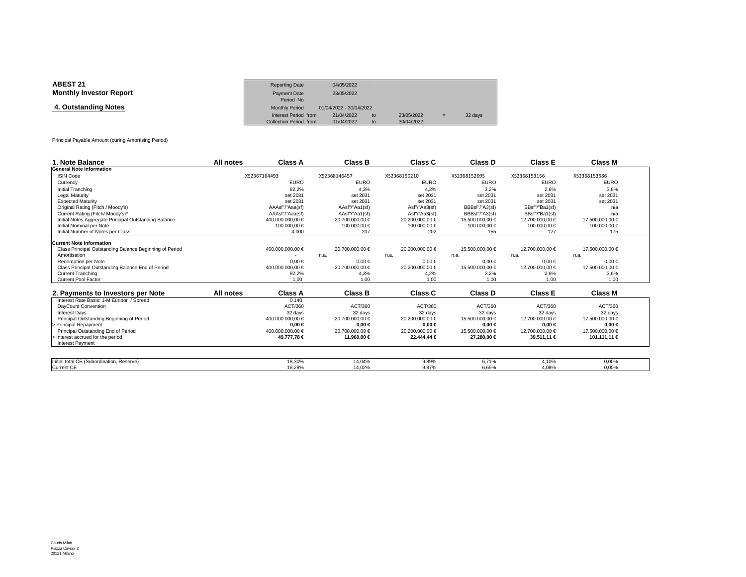**ABEST 21**
**Monthly Investor Report**

**4. Outstanding Notes**

| | | | | | | |
|---|---|---|---|---|---|---|
| Reporting Date | 04/05/2022 | | | | | |
| Payment Date | 23/05/2022 | | | | | |
| Period No | | | | | | |
| Monthly Period | 01/04/2022 - 30/04/2022 | | | | | |
| Interest Period from | 21/04/2022 | to | 23/05/2022 | = | 32 days | |
| Collection Period from | 01/04/2022 | to | 30/04/2022 | | | |

Principal Payable Amount (during Amortising Period)

| 1. Note Balance | All notes | Class A | Class B | Class C | Class D | Class E | Class M |
|---|---|---|---|---|---|---|---|
| **General Note Information** | | | | | | | |
| ISIN Code | | XS2367164493 | XS2368146457 | XS2368150210 | XS2368152695 | XS2368153156 | XS2368153586 |
| Currency | | EURO | EURO | EURO | EURO | EURO | EURO |
| Initial Tranching | | 82,2% | 4,3% | 4,2% | 3,2% | 2,6% | 3,6% |
| Legal Maturity | | set 2031 | set 2031 | set 2031 | set 2031 | set 2031 | set 2031 |
| Expected Maturity | | set 2031 | set 2031 | set 2031 | set 2031 | set 2031 | set 2031 |
| Original Rating (Fitch / Moody's) | | AAAsf"/"Aaa(sf) | AAsf"/"Aa1(sf) | Asf"/"Aa3(sf) | BBBsf"/"A3(sf) | BBsf"/"Ba1(sf) | n/a |
| Current Rating (Fitch/ Moody's)* | | AAAsf"/"Aaa(sf) | AAsf"/"Aa1(sf) | Asf"/"Aa3(sf) | BBBsf"/"A3(sf) | BBsf"/"Ba1(sf) | n/a |
| Initial Notes Aggregate Principal Outstanding Balance | | 400.000.000,00 € | 20.700.000,00 € | 20.200.000,00 € | 15.500.000,00 € | 12.700.000,00 € | 17.500.000,00 € |
| Initial Nominal per Note | | 100.000,00 € | 100.000,00 € | 100.000,00 € | 100.000,00 € | 100.000,00 € | 100.000,00 € |
| Initial Number of Notes per Class | | 4.000 | 207 | 202 | 155 | 127 | 175 |
| **Current Note Information** | | | | | | | |
| Class Principal Outstanding Balance Beginning of Period | | 400.000.000,00 € | 20.700.000,00 € | 20.200.000,00 € | 15.500.000,00 € | 12.700.000,00 € | 17.500.000,00 € |
| Amortisation | | - | n.a. | n.a. | n.a. | n.a. | n.a. |
| Redemption per Note | | 0,00 € | 0,00 € | 0,00 € | 0,00 € | 0,00 € | 0,00 € |
| Class Principal Outstanding Balance End of Period | | 400.000.000,00 € | 20.700.000,00 € | 20.200.000,00 € | 15.500.000,00 € | 12.700.000,00 € | 17.500.000,00 € |
| Current Tranching | | 82,2% | 4,3% | 4,2% | 3,2% | 2,6% | 3,6% |
| Current Pool Factor | | 1,00 | 1,00 | 1,00 | 1,00 | 1,00 | 1,00 |

| 2. Payments to Investors per Note | All notes | Class A | Class B | Class C | Class D | Class E | Class M |
|---|---|---|---|---|---|---|---|
| Interest Rate Basis: 1-M Euribor / Spread | | 0,140 | | | | | |
| DayCount Convention | | ACT/360 | ACT/360 | ACT/360 | ACT/360 | ACT/360 | ACT/360 |
| Interest Days | | 32 days | 32 days | 32 days | 32 days | 32 days | 32 days |
| Principal Outstanding Beginning of Period | | 400.000.000,00 € | 20.700.000,00 € | 20.200.000,00 € | 15.500.000,00 € | 12.700.000,00 € | 17.500.000,00 € |
| > Principal Repayment | | **0,00 €** | **0,00 €** | **0,00 €** | **0,00 €** | **0,00 €** | **0,00 €** |
| Principal Outstanding End of Period | | 400.000.000,00 € | 20.700.000,00 € | 20.200.000,00 € | 15.500.000,00 € | 12.700.000,00 € | 17.500.000,00 € |
| > Interest accrued for the period | | **49.777,78 €** | **11.960,00 €** | **22.444,44 €** | **27.280,00 €** | **39.511,11 €** | **101.111,11 €** |
| Interest Payment | | | | | | | |

| | | Class A | Class B | Class C | Class D | Class E | Class M |
|---|---|---|---|---|---|---|---|
| Initial total CE (Subordination, Reserve) | | 18,30% | 14,04% | 9,89% | 6,71% | 4,10% | 0,00% |
| Current CE | | 18,28% | 14,02% | 9,87% | 6,69% | 4,08% | 0,00% |

Ca-cib Milan
Piazza Cavour 2
20121 Milano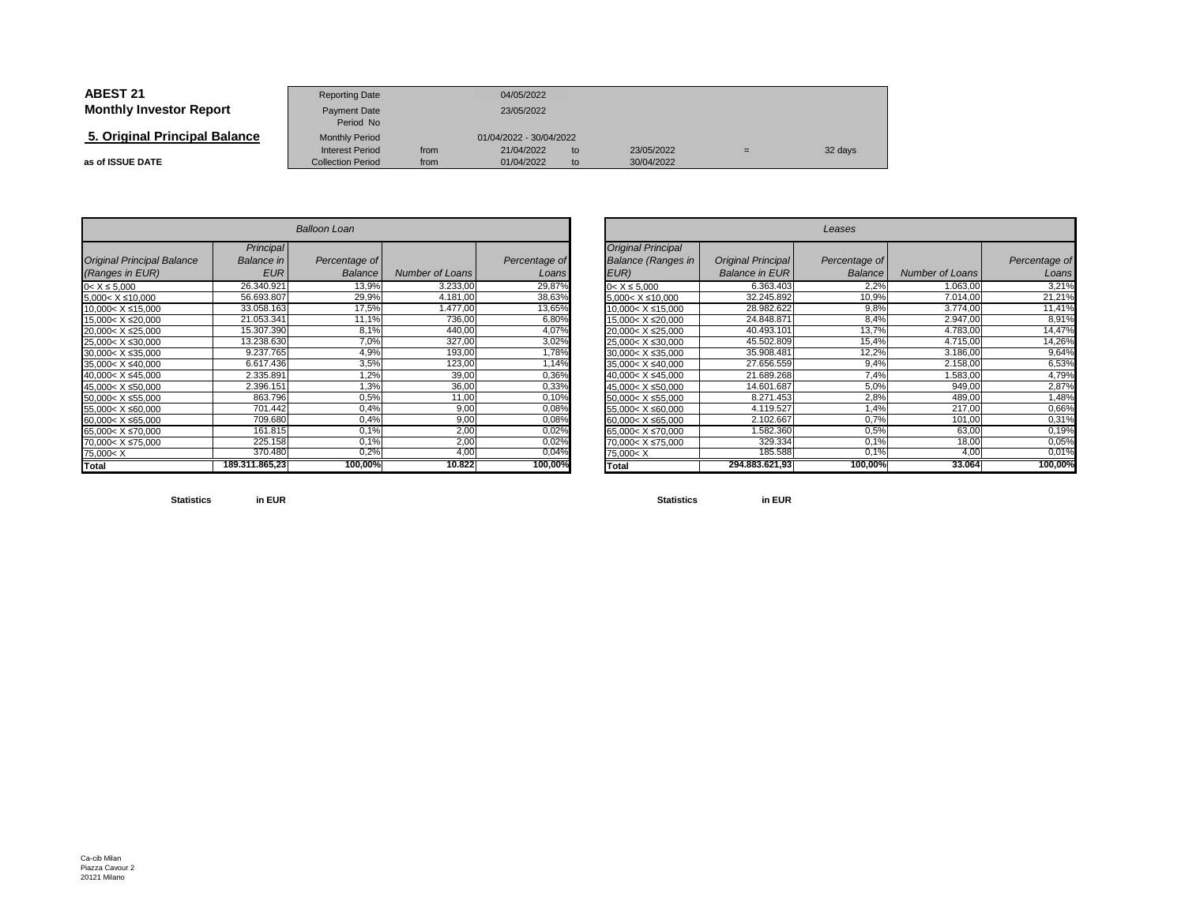**ABEST 21**
**Monthly Investor Report**

## 5. Original Principal Balance

**as of ISSUE DATE**

| | | | | | |
|---|---|---|---|---|---|
| Reporting Date | | 04/05/2022 | | | |
| Payment Date | | 23/05/2022 | | | |
| Period No | | | | | |
| Monthly Period | | 01/04/2022 - 30/04/2022 | | | |
| Interest Period | from | 21/04/2022 | to | 23/05/2022 | = 32 days |
| Collection Period | from | 01/04/2022 | to | 30/04/2022 | |

| *Balloon Loan* | | | | |
|---|---|---|---|---|
| *Original Principal Balance (Ranges in EUR)* | *Principal Balance in EUR* | *Percentage of Balance* | *Number of Loans* | *Percentage of Loans* |
| 0< X ≤ 5,000 | 26.340.921 | 13,9% | 3.233,00 | 29,87% |
| 5,000< X ≤10,000 | 56.693.807 | 29,9% | 4.181,00 | 38,63% |
| 10,000< X ≤15,000 | 33.058.163 | 17,5% | 1.477,00 | 13,65% |
| 15,000< X ≤20,000 | 21.053.341 | 11,1% | 736,00 | 6,80% |
| 20,000< X ≤25,000 | 15.307.390 | 8,1% | 440,00 | 4,07% |
| 25,000< X ≤30,000 | 13.238.630 | 7,0% | 327,00 | 3,02% |
| 30,000< X ≤35,000 | 9.237.765 | 4,9% | 193,00 | 1,78% |
| 35,000< X ≤40,000 | 6.617.436 | 3,5% | 123,00 | 1,14% |
| 40,000< X ≤45,000 | 2.335.891 | 1,2% | 39,00 | 0,36% |
| 45,000< X ≤50,000 | 2.396.151 | 1,3% | 36,00 | 0,33% |
| 50,000< X ≤55,000 | 863.796 | 0,5% | 11,00 | 0,10% |
| 55,000< X ≤60,000 | 701.442 | 0,4% | 9,00 | 0,08% |
| 60,000< X ≤65,000 | 709.680 | 0,4% | 9,00 | 0,08% |
| 65,000< X ≤70,000 | 161.815 | 0,1% | 2,00 | 0,02% |
| 70,000< X ≤75,000 | 225.158 | 0,1% | 2,00 | 0,02% |
| 75,000< X | 370.480 | 0,2% | 4,00 | 0,04% |
| **Total** | **189.311.865,23** | **100,00%** | **10.822** | **100,00%** |

| *Leases* | | | | |
|---|---|---|---|---|
| *Original Principal Balance (Ranges in EUR)* | *Original Principal Balance in EUR* | *Percentage of Balance* | *Number of Loans* | *Percentage of Loans* |
| 0< X ≤ 5,000 | 6.363.403 | 2,2% | 1.063,00 | 3,21% |
| 5,000< X ≤10,000 | 32.245.892 | 10,9% | 7.014,00 | 21,21% |
| 10,000< X ≤15,000 | 28.982.622 | 9,8% | 3.774,00 | 11,41% |
| 15,000< X ≤20,000 | 24.848.871 | 8,4% | 2.947,00 | 8,91% |
| 20,000< X ≤25,000 | 40.493.101 | 13,7% | 4.783,00 | 14,47% |
| 25,000< X ≤30,000 | 45.502.809 | 15,4% | 4.715,00 | 14,26% |
| 30,000< X ≤35,000 | 35.908.481 | 12,2% | 3.186,00 | 9,64% |
| 35,000< X ≤40,000 | 27.656.559 | 9,4% | 2.158,00 | 6,53% |
| 40,000< X ≤45,000 | 21.689.268 | 7,4% | 1.583,00 | 4,79% |
| 45,000< X ≤50,000 | 14.601.687 | 5,0% | 949,00 | 2,87% |
| 50,000< X ≤55,000 | 8.271.453 | 2,8% | 489,00 | 1,48% |
| 55,000< X ≤60,000 | 4.119.527 | 1,4% | 217,00 | 0,66% |
| 60,000< X ≤65,000 | 2.102.667 | 0,7% | 101,00 | 0,31% |
| 65,000< X ≤70,000 | 1.582.360 | 0,5% | 63,00 | 0,19% |
| 70,000< X ≤75,000 | 329.334 | 0,1% | 18,00 | 0,05% |
| 75,000< X | 185.588 | 0,1% | 4,00 | 0,01% |
| **Total** | **294.883.621,93** | **100,00%** | **33.064** | **100,00%** |

**Statistics** **in EUR**

**Statistics** **in EUR**

Ca-cib Milan
Piazza Cavour 2
20121 Milano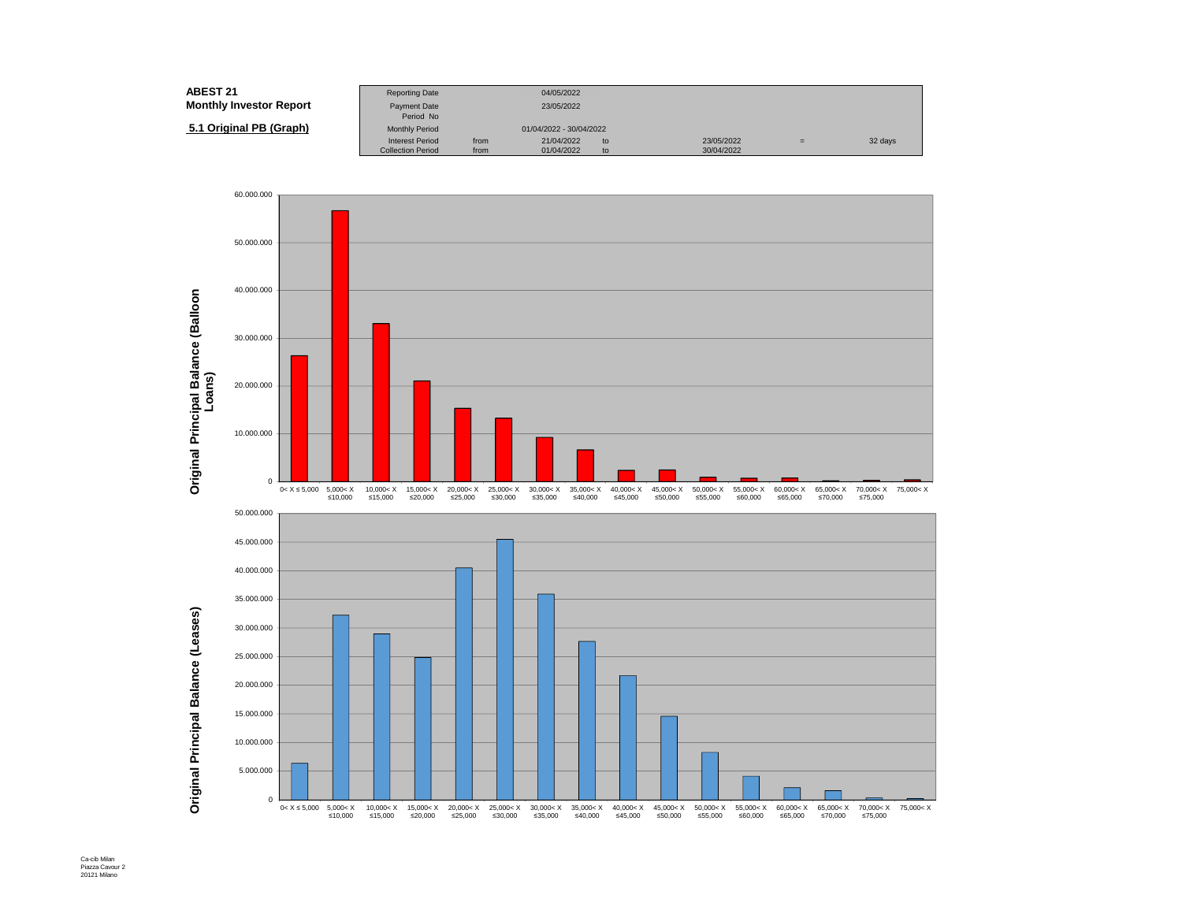**ABEST 21**
**Monthly Investor Report**

**5.1 Original PB (Graph)**

| | | | | | | |
|---|---|---|---|---|---|---|
| Reporting Date | | 04/05/2022 | | | | |
| Payment Date | | 23/05/2022 | | | | |
| Period No | | | | | | |
| Monthly Period | | 01/04/2022 - 30/04/2022 | | | | |
| Interest Period | from | 21/04/2022 | to | 23/05/2022 | = | 32 days |
| Collection Period | from | 01/04/2022 | to | 30/04/2022 | | |

Original Principal Balance (Balloon Loans)

0< X ≤ 5,000 | 5,000< X ≤10,000 | 10,000< X ≤15,000 | 15,000< X ≤20,000 | 20,000< X ≤25,000 | 25,000< X ≤30,000 | 30,000< X ≤35,000 | 35,000< X ≤40,000 | 40,000< X ≤45,000 | 45,000< X ≤50,000 | 50,000< X ≤55,000 | 55,000< X ≤60,000 | 60,000< X ≤65,000 | 65,000< X ≤70,000 | 70,000< X ≤75,000 | 75,000< X

Original Principal Balance (Leases)

0< X ≤ 5,000 | 5,000< X ≤10,000 | 10,000< X ≤15,000 | 15,000< X ≤20,000 | 20,000< X ≤25,000 | 25,000< X ≤30,000 | 30,000< X ≤35,000 | 35,000< X ≤40,000 | 40,000< X ≤45,000 | 45,000< X ≤50,000 | 50,000< X ≤55,000 | 55,000< X ≤60,000 | 60,000< X ≤65,000 | 65,000< X ≤70,000 | 70,000< X ≤75,000 | 75,000< X

Ca-cib Milan
Piazza Cavour 2
20121 Milano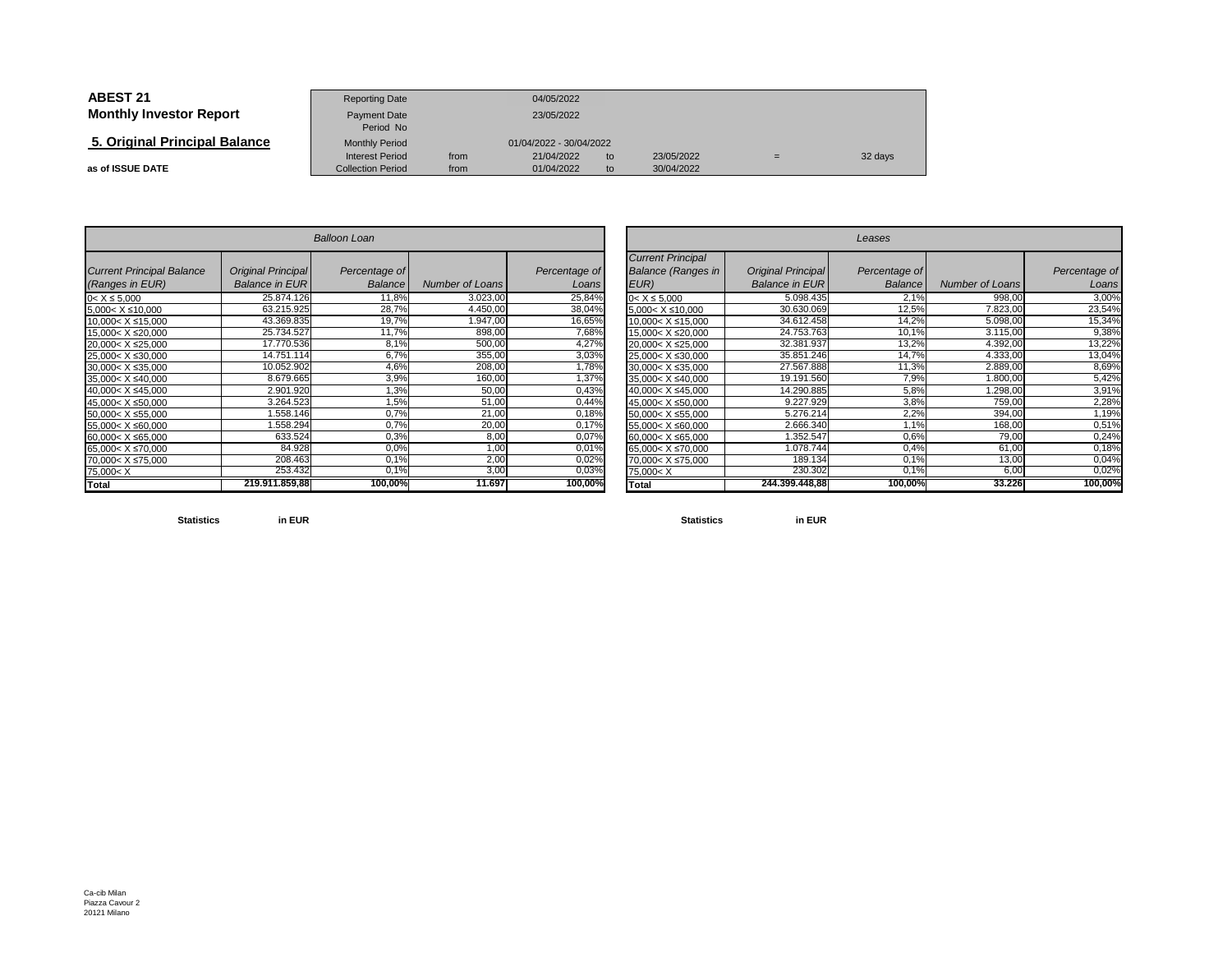**ABEST 21**
**Monthly Investor Report**

## 5. Original Principal Balance

**as of ISSUE DATE**

| Reporting Date | | 04/05/2022 | | | | |
|---|---|---|---|---|---|---|
| Payment Date | | 23/05/2022 | | | | |
| Period No | | | | | | |
| Monthly Period | | 01/04/2022 - 30/04/2022 | | | | |
| Interest Period | from | 21/04/2022 | to | 23/05/2022 | = | 32 days |
| Collection Period | from | 01/04/2022 | to | 30/04/2022 | | |

| Balloon Loan | | | | |
|---|---|---|---|---|
| *Current Principal Balance (Ranges in EUR)* | *Original Principal Balance in EUR* | *Percentage of Balance* | *Number of Loans* | *Percentage of Loans* |
| 0< X ≤ 5,000 | 25.874.126 | 11,8% | 3.023,00 | 25,84% |
| 5,000< X ≤10,000 | 63.215.925 | 28,7% | 4.450,00 | 38,04% |
| 10,000< X ≤15,000 | 43.369.835 | 19,7% | 1.947,00 | 16,65% |
| 15,000< X ≤20,000 | 25.734.527 | 11,7% | 898,00 | 7,68% |
| 20,000< X ≤25,000 | 17.770.536 | 8,1% | 500,00 | 4,27% |
| 25,000< X ≤30,000 | 14.751.114 | 6,7% | 355,00 | 3,03% |
| 30,000< X ≤35,000 | 10.052.902 | 4,6% | 208,00 | 1,78% |
| 35,000< X ≤40,000 | 8.679.665 | 3,9% | 160,00 | 1,37% |
| 40,000< X ≤45,000 | 2.901.920 | 1,3% | 50,00 | 0,43% |
| 45,000< X ≤50,000 | 3.264.523 | 1,5% | 51,00 | 0,44% |
| 50,000< X ≤55,000 | 1.558.146 | 0,7% | 21,00 | 0,18% |
| 55,000< X ≤60,000 | 1.558.294 | 0,7% | 20,00 | 0,17% |
| 60,000< X ≤65,000 | 633.524 | 0,3% | 8,00 | 0,07% |
| 65,000< X ≤70,000 | 84.928 | 0,0% | 1,00 | 0,01% |
| 70,000< X ≤75,000 | 208.463 | 0,1% | 2,00 | 0,02% |
| 75,000< X | 253.432 | 0,1% | 3,00 | 0,03% |
| **Total** | **219.911.859,88** | **100,00%** | **11.697** | **100,00%** |

| Leases | | | | |
|---|---|---|---|---|
| *Current Principal Balance (Ranges in EUR)* | *Original Principal Balance in EUR* | *Percentage of Balance* | *Number of Loans* | *Percentage of Loans* |
| 0< X ≤ 5,000 | 5.098.435 | 2,1% | 998,00 | 3,00% |
| 5,000< X ≤10,000 | 30.630.069 | 12,5% | 7.823,00 | 23,54% |
| 10,000< X ≤15,000 | 34.612.458 | 14,2% | 5.098,00 | 15,34% |
| 15,000< X ≤20,000 | 24.753.763 | 10,1% | 3.115,00 | 9,38% |
| 20,000< X ≤25,000 | 32.381.937 | 13,2% | 4.392,00 | 13,22% |
| 25,000< X ≤30,000 | 35.851.246 | 14,7% | 4.333,00 | 13,04% |
| 30,000< X ≤35,000 | 27.567.888 | 11,3% | 2.889,00 | 8,69% |
| 35,000< X ≤40,000 | 19.191.560 | 7,9% | 1.800,00 | 5,42% |
| 40,000< X ≤45,000 | 14.290.885 | 5,8% | 1.298,00 | 3,91% |
| 45,000< X ≤50,000 | 9.227.929 | 3,8% | 759,00 | 2,28% |
| 50,000< X ≤55,000 | 5.276.214 | 2,2% | 394,00 | 1,19% |
| 55,000< X ≤60,000 | 2.666.340 | 1,1% | 168,00 | 0,51% |
| 60,000< X ≤65,000 | 1.352.547 | 0,6% | 79,00 | 0,24% |
| 65,000< X ≤70,000 | 1.078.744 | 0,4% | 61,00 | 0,18% |
| 70,000< X ≤75,000 | 189.134 | 0,1% | 13,00 | 0,04% |
| 75,000< X | 230.302 | 0,1% | 6,00 | 0,02% |
| **Total** | **244.399.448,88** | **100,00%** | **33.226** | **100,00%** |

**Statistics** **in EUR**

**Statistics** **in EUR**

Ca-cib Milan
Piazza Cavour 2
20121 Milano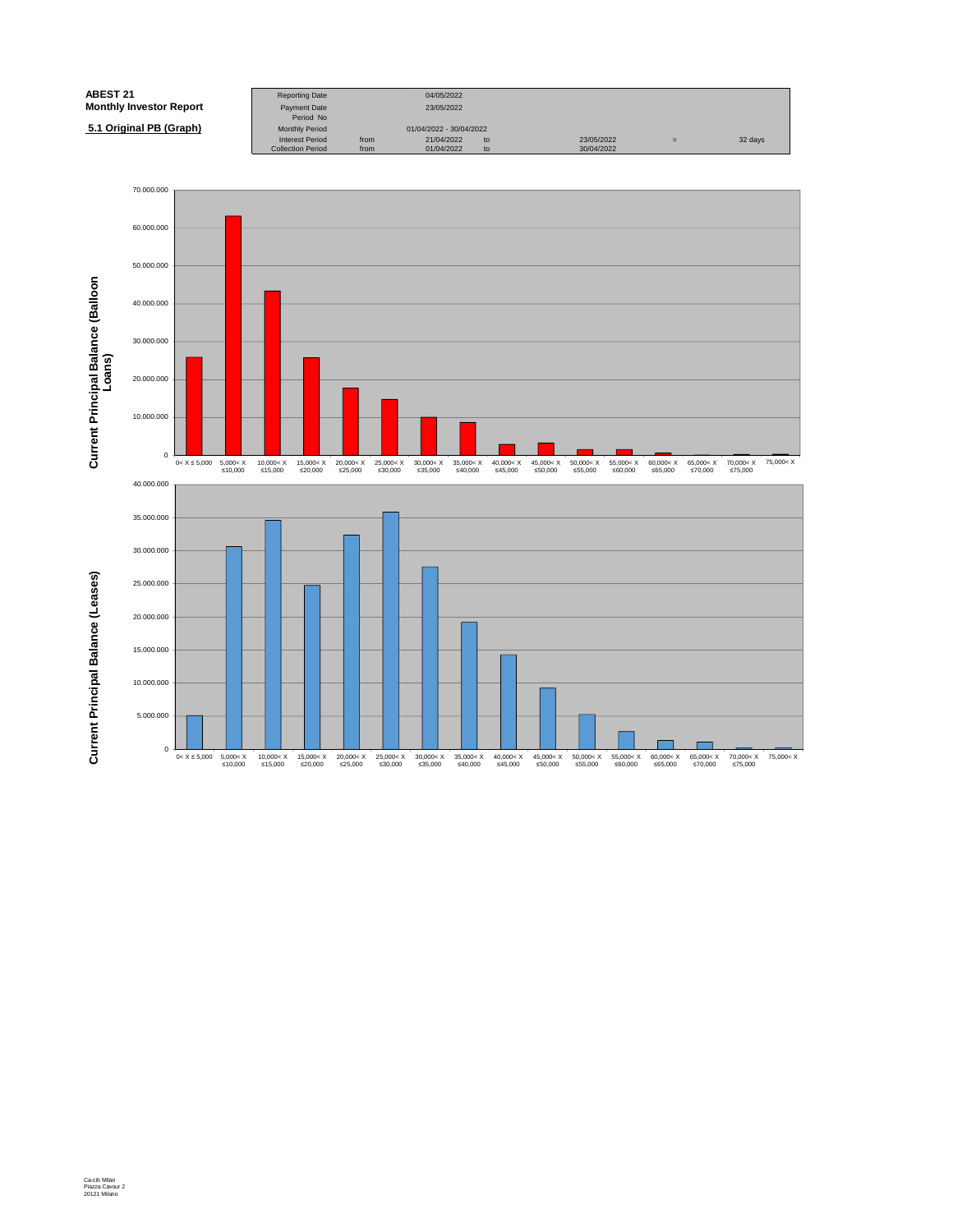**ABEST 21**
**Monthly Investor Report**

**5.1 Original PB (Graph)**

| Reporting Date | | 04/05/2022 | | | | |
|---|---|---|---|---|---|---|
| Payment Date | | 23/05/2022 | | | | |
| Period No | | | | | | |
| Monthly Period | | 01/04/2022 - 30/04/2022 | | | | |
| Interest Period | from | 21/04/2022 | to | 23/05/2022 | = | 32 days |
| Collection Period | from | 01/04/2022 | to | 30/04/2022 | | |

**Current Principal Balance (Balloon Loans)**

0< X ≤ 5,000 | 5,000< X ≤10,000 | 10,000< X ≤15,000 | 15,000< X ≤20,000 | 20,000< X ≤25,000 | 25,000< X ≤30,000 | 30,000< X ≤35,000 | 35,000< X ≤40,000 | 40,000< X ≤45,000 | 45,000< X ≤50,000 | 50,000< X ≤55,000 | 55,000< X ≤60,000 | 60,000< X ≤65,000 | 65,000< X ≤70,000 | 70,000< X ≤75,000 | 75,000< X

**Current Principal Balance (Leases)**

0< X ≤ 5,000 | 5,000< X ≤10,000 | 10,000< X ≤15,000 | 15,000< X ≤20,000 | 20,000< X ≤25,000 | 25,000< X ≤30,000 | 30,000< X ≤35,000 | 35,000< X ≤40,000 | 40,000< X ≤45,000 | 45,000< X ≤50,000 | 50,000< X ≤55,000 | 55,000< X ≤60,000 | 60,000< X ≤65,000 | 65,000< X ≤70,000 | 70,000< X ≤75,000 | 75,000< X

Ca-cib Milan
Piazza Cavour 2
20121 Milano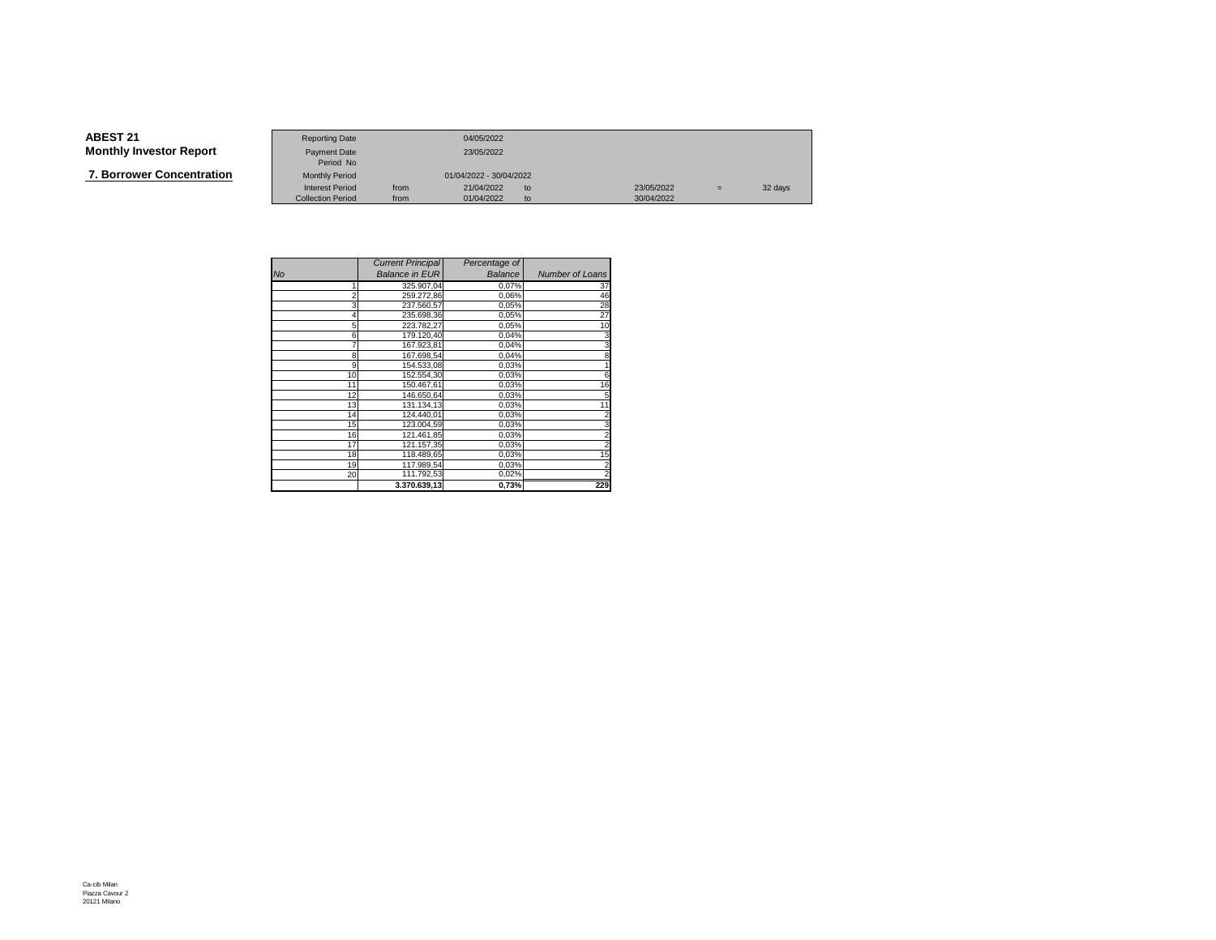**ABEST 21**
**Monthly Investor Report**

**7. Borrower Concentration**

| | | | | | | |
|---|---|---|---|---|---|---|
| Reporting Date | | 04/05/2022 | | | | |
| Payment Date | | 23/05/2022 | | | | |
| Period No | | | | | | |
| Monthly Period | | 01/04/2022 - 30/04/2022 | | | | |
| Interest Period | from | 21/04/2022 | to | 23/05/2022 | = | 32 days |
| Collection Period | from | 01/04/2022 | to | 30/04/2022 | | |

| *No* | *Current Principal Balance in EUR* | *Percentage of Balance* | *Number of Loans* |
|---|---|---|---|
| 1 | 325.907,04 | 0,07% | 37 |
| 2 | 259.272,86 | 0,06% | 46 |
| 3 | 237.560,57 | 0,05% | 28 |
| 4 | 235.698,36 | 0,05% | 27 |
| 5 | 223.782,27 | 0,05% | 10 |
| 6 | 179.120,40 | 0,04% | 3 |
| 7 | 167.923,81 | 0,04% | 3 |
| 8 | 167.698,54 | 0,04% | 8 |
| 9 | 154.533,08 | 0,03% | 1 |
| 10 | 152.554,30 | 0,03% | 6 |
| 11 | 150.467,61 | 0,03% | 16 |
| 12 | 146.650,64 | 0,03% | 5 |
| 13 | 131.134,13 | 0,03% | 11 |
| 14 | 124.440,01 | 0,03% | 2 |
| 15 | 123.004,59 | 0,03% | 3 |
| 16 | 121.461,85 | 0,03% | 2 |
| 17 | 121.157,35 | 0,03% | 2 |
| 18 | 118.489,65 | 0,03% | 15 |
| 19 | 117.989,54 | 0,03% | 2 |
| 20 | 111.792,53 | 0,02% | 2 |
| | **3.370.639,13** | **0,73%** | **229** |

Ca-cib Milan
Piazza Cavour 2
20121 Milano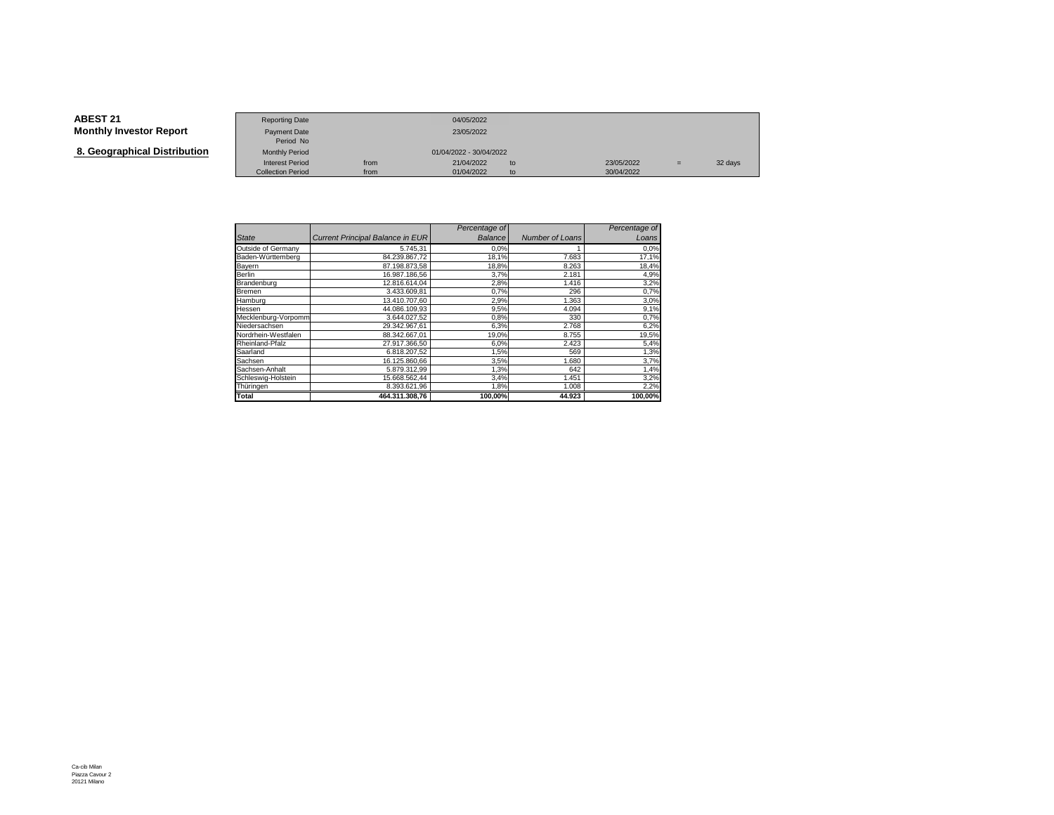**ABEST 21**
**Monthly Investor Report**

## 8. Geographical Distribution

| | | | | | | |
|---|---|---|---|---|---|---|
| Reporting Date | | 04/05/2022 | | | | |
| Payment Date | | 23/05/2022 | | | | |
| Period No | | | | | | |
| Monthly Period | | 01/04/2022 - 30/04/2022 | | | | |
| Interest Period | from | 21/04/2022 | to | 23/05/2022 | = | 32 days |
| Collection Period | from | 01/04/2022 | to | 30/04/2022 | | |

| *State* | *Current Principal Balance in EUR* | *Percentage of Balance* | *Number of Loans* | *Percentage of Loans* |
|---|---|---|---|---|
| Outside of Germany | 5.745,31 | 0,0% | 1 | 0,0% |
| Baden-Württemberg | 84.239.867,72 | 18,1% | 7.683 | 17,1% |
| Bayern | 87.198.873,58 | 18,8% | 8.263 | 18,4% |
| Berlin | 16.987.186,56 | 3,7% | 2.181 | 4,9% |
| Brandenburg | 12.816.614,04 | 2,8% | 1.416 | 3,2% |
| Bremen | 3.433.609,81 | 0,7% | 296 | 0,7% |
| Hamburg | 13.410.707,60 | 2,9% | 1.363 | 3,0% |
| Hessen | 44.086.109,93 | 9,5% | 4.094 | 9,1% |
| Mecklenburg-Vorpomm | 3.644.027,52 | 0,8% | 330 | 0,7% |
| Niedersachsen | 29.342.967,61 | 6,3% | 2.768 | 6,2% |
| Nordrhein-Westfalen | 88.342.667,01 | 19,0% | 8.755 | 19,5% |
| Rheinland-Pfalz | 27.917.366,50 | 6,0% | 2.423 | 5,4% |
| Saarland | 6.818.207,52 | 1,5% | 569 | 1,3% |
| Sachsen | 16.125.860,66 | 3,5% | 1.680 | 3,7% |
| Sachsen-Anhalt | 5.879.312,99 | 1,3% | 642 | 1,4% |
| Schleswig-Holstein | 15.668.562,44 | 3,4% | 1.451 | 3,2% |
| Thüringen | 8.393.621,96 | 1,8% | 1.008 | 2,2% |
| **Total** | **464.311.308,76** | **100,00%** | **44.923** | **100,00%** |

Ca-cib Milan
Piazza Cavour 2
20121 Milano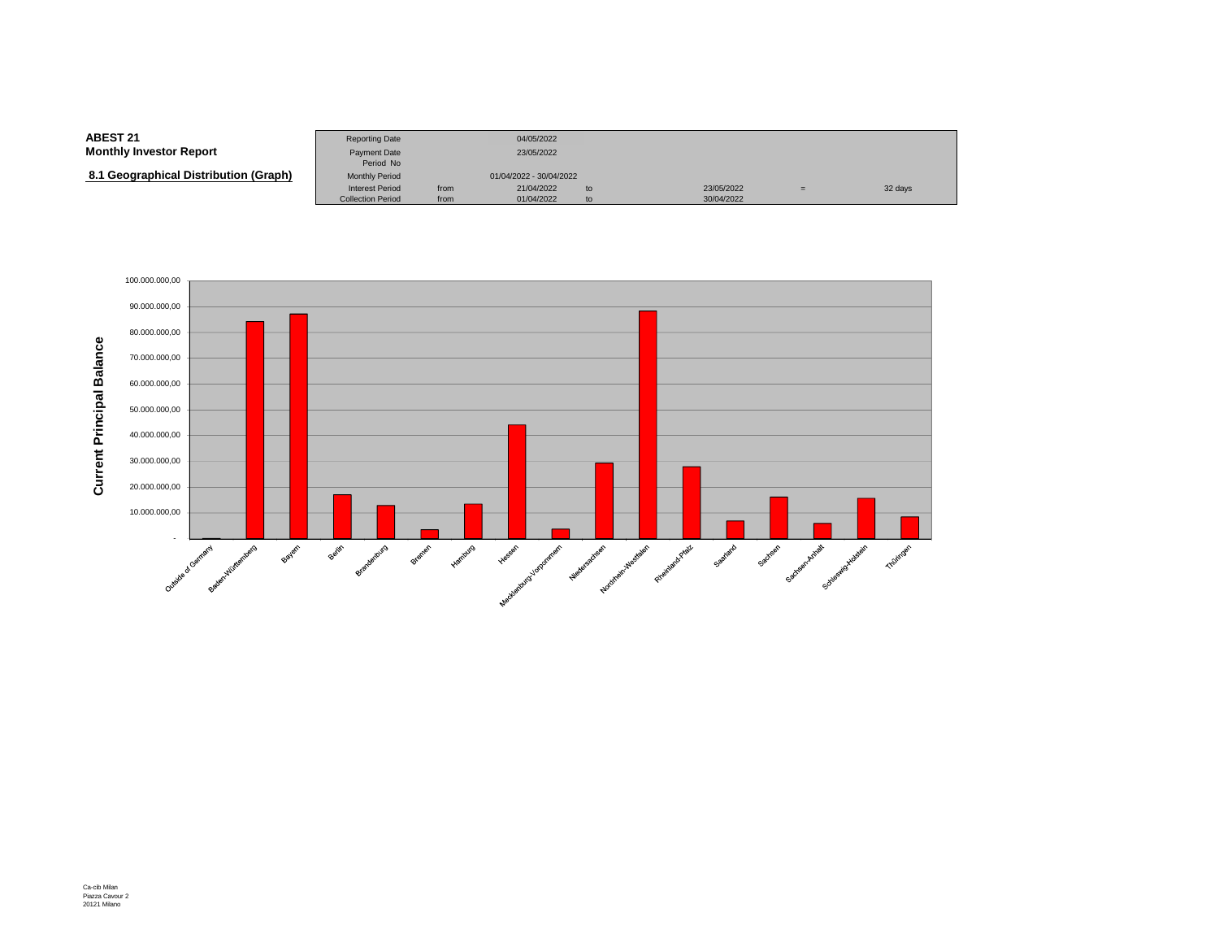**ABEST 21**
**Monthly Investor Report**

**8.1 Geographical Distribution (Graph)**

| | | | | | | |
|---|---|---|---|---|---|---|
| Reporting Date | | 04/05/2022 | | | | |
| Payment Date | | 23/05/2022 | | | | |
| Period No | | | | | | |
| Monthly Period | | 01/04/2022 - 30/04/2022 | | | | |
| Interest Period | from | 21/04/2022 | to | 23/05/2022 | = | 32 days |
| Collection Period | from | 01/04/2022 | to | 30/04/2022 | | |

Current Principal Balance

100.000.000,00
90.000.000,00
80.000.000,00
70.000.000,00
60.000.000,00
50.000.000,00
40.000.000,00
30.000.000,00
20.000.000,00
10.000.000,00
-

Outside of Germany, Baden-Württemberg, Bayern, Berlin, Brandenburg, Bremen, Hamburg, Hessen, Mecklenburg-Vorpommern, Niedersachsen, Nordrhein-Westfalen, Rheinland-Pfalz, Saarland, Sachsen, Sachsen-Anhalt, Schleswig-Holstein, Thüringen

Ca-cib Milan
Piazza Cavour 2
20121 Milano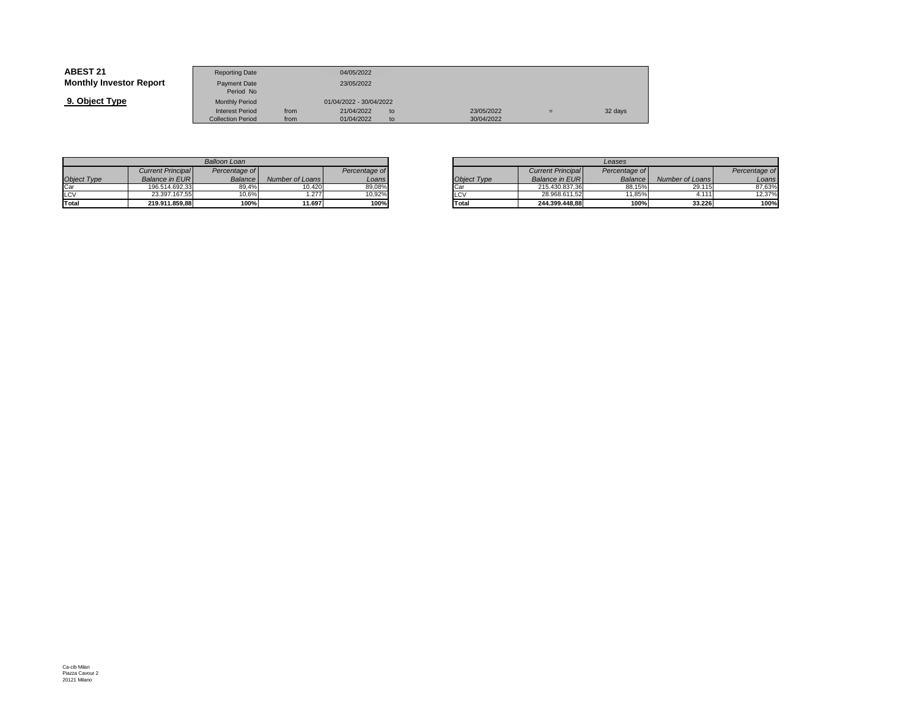**ABEST 21**
**Monthly Investor Report**

## 9. Object Type

| Reporting Date | | 04/05/2022 | | | | |
|---|---|---|---|---|---|---|
| Payment Date | | 23/05/2022 | | | | |
| Period No | | | | | | |
| Monthly Period | | 01/04/2022 - 30/04/2022 | | | | |
| Interest Period | from | 21/04/2022 | to | 23/05/2022 | = | 32 days |
| Collection Period | from | 01/04/2022 | to | 30/04/2022 | | |

| *Balloon Loan* | | | | |
|---|---|---|---|---|
| *Object Type* | *Current Principal Balance in EUR* | *Percentage of Balance* | *Number of Loans* | *Percentage of Loans* |
| Car | 196.514.692,33 | 89,4% | 10.420 | 89,08% |
| LCV | 23.397.167,55 | 10,6% | 1.277 | 10,92% |
| **Total** | **219.911.859,88** | **100%** | **11.697** | **100%** |

| *Leases* | | | | |
|---|---|---|---|---|
| *Object Type* | *Current Principal Balance in EUR* | *Percentage of Balance* | *Number of Loans* | *Percentage of Loans* |
| Car | 215.430.837,36 | 88,15% | 29.115 | 87,63% |
| LCV | 28.968.611,52 | 11,85% | 4.111 | 12,37% |
| **Total** | **244.399.448,88** | **100%** | **33.226** | **100%** |

Ca-cib Milan
Piazza Cavour 2
20121 Milano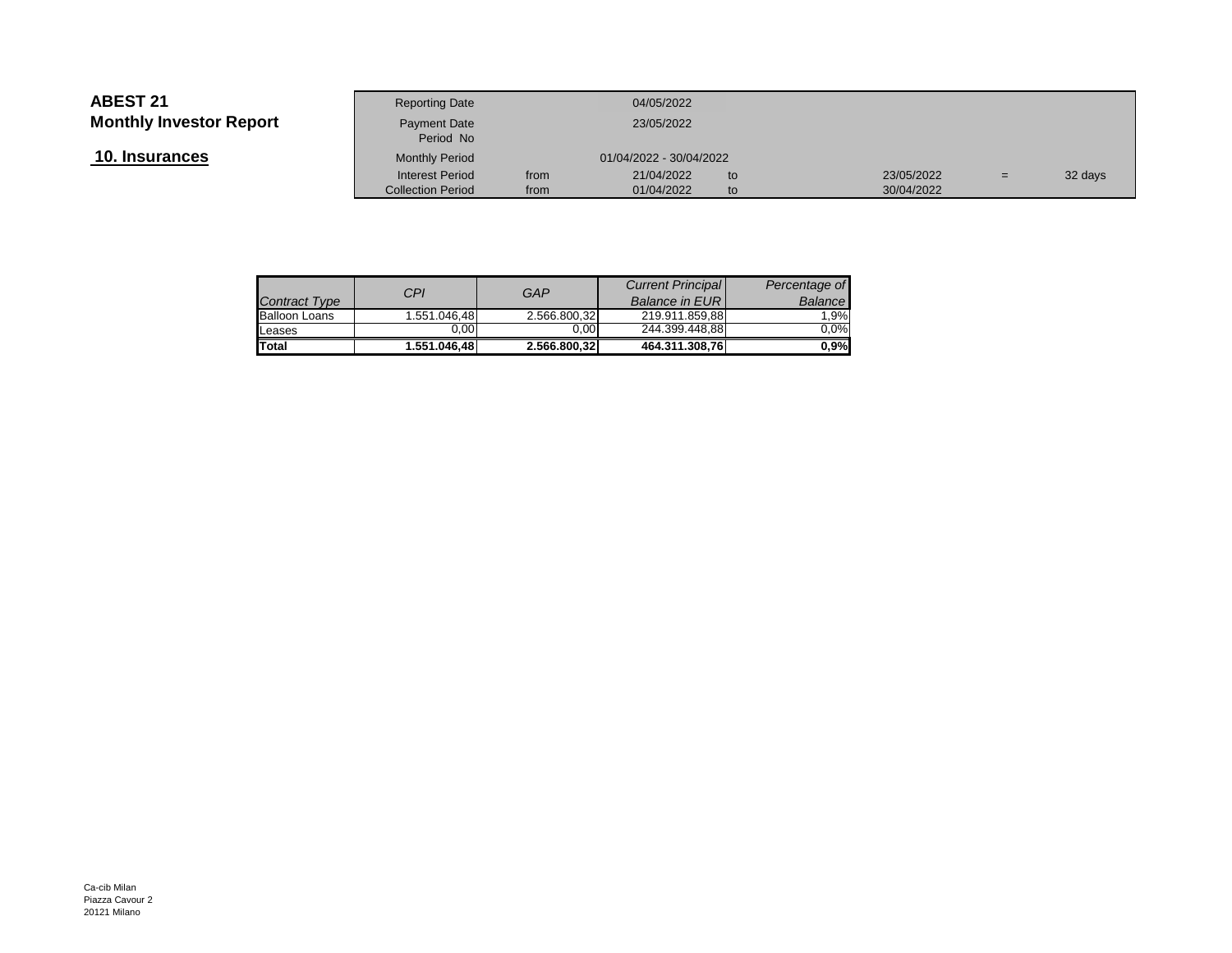**ABEST 21**

**Monthly Investor Report**

## 10. Insurances

| | | | | | | |
|---|---|---|---|---|---|---|
| Reporting Date | | 04/05/2022 | | | | |
| Payment Date | | 23/05/2022 | | | | |
| Period No | | | | | | |
| Monthly Period | | 01/04/2022 - 30/04/2022 | | | | |
| Interest Period | from | 21/04/2022 | to | 23/05/2022 | = | 32 days |
| Collection Period | from | 01/04/2022 | to | 30/04/2022 | | |

| *Contract Type* | *CPI* | *GAP* | *Current Principal Balance in EUR* | *Percentage of Balance* |
|---|---|---|---|---|
| Balloon Loans | 1.551.046,48 | 2.566.800,32 | 219.911.859,88 | 1,9% |
| Leases | 0,00 | 0,00 | 244.399.448,88 | 0,0% |
| **Total** | **1.551.046,48** | **2.566.800,32** | **464.311.308,76** | **0,9%** |

Ca-cib Milan
Piazza Cavour 2
20121 Milano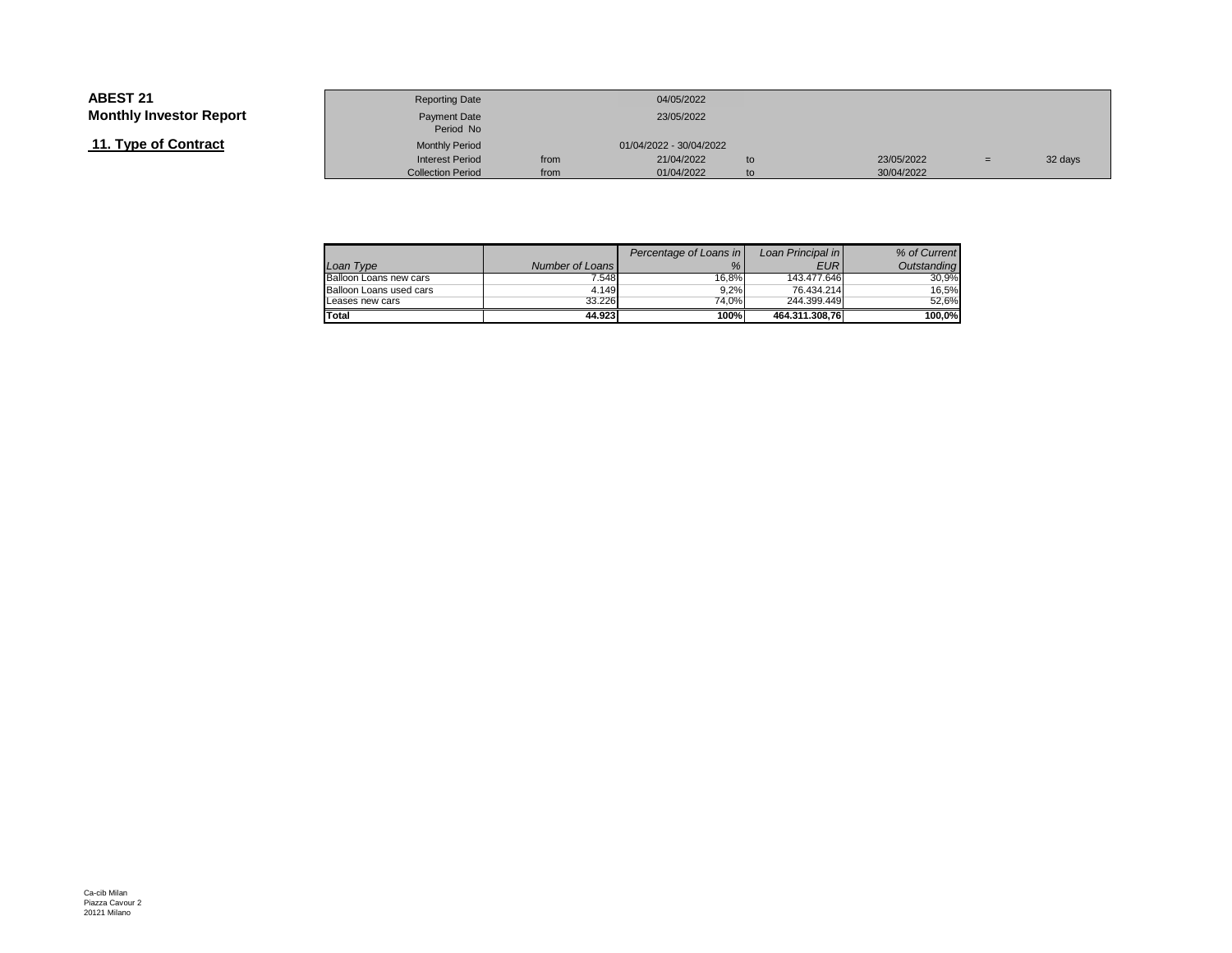**ABEST 21**

**Monthly Investor Report**

**11. Type of Contract**

| | | | | | | |
|---|---|---|---|---|---|---|
| Reporting Date | | 04/05/2022 | | | | |
| Payment Date | | 23/05/2022 | | | | |
| Period No | | | | | | |
| Monthly Period | | 01/04/2022 - 30/04/2022 | | | | |
| Interest Period | from | 21/04/2022 | to | 23/05/2022 | = | 32 days |
| Collection Period | from | 01/04/2022 | to | 30/04/2022 | | |

| *Loan Type* | *Number of Loans* | *Percentage of Loans in %* | *Loan Principal in EUR* | *% of Current Outstanding* |
|---|---|---|---|---|
| Balloon Loans new cars | 7.548 | 16,8% | 143.477.646 | 30,9% |
| Balloon Loans used cars | 4.149 | 9,2% | 76.434.214 | 16,5% |
| Leases new cars | 33.226 | 74,0% | 244.399.449 | 52,6% |
| **Total** | **44.923** | **100%** | **464.311.308,76** | **100,0%** |

Ca-cib Milan
Piazza Cavour 2
20121 Milano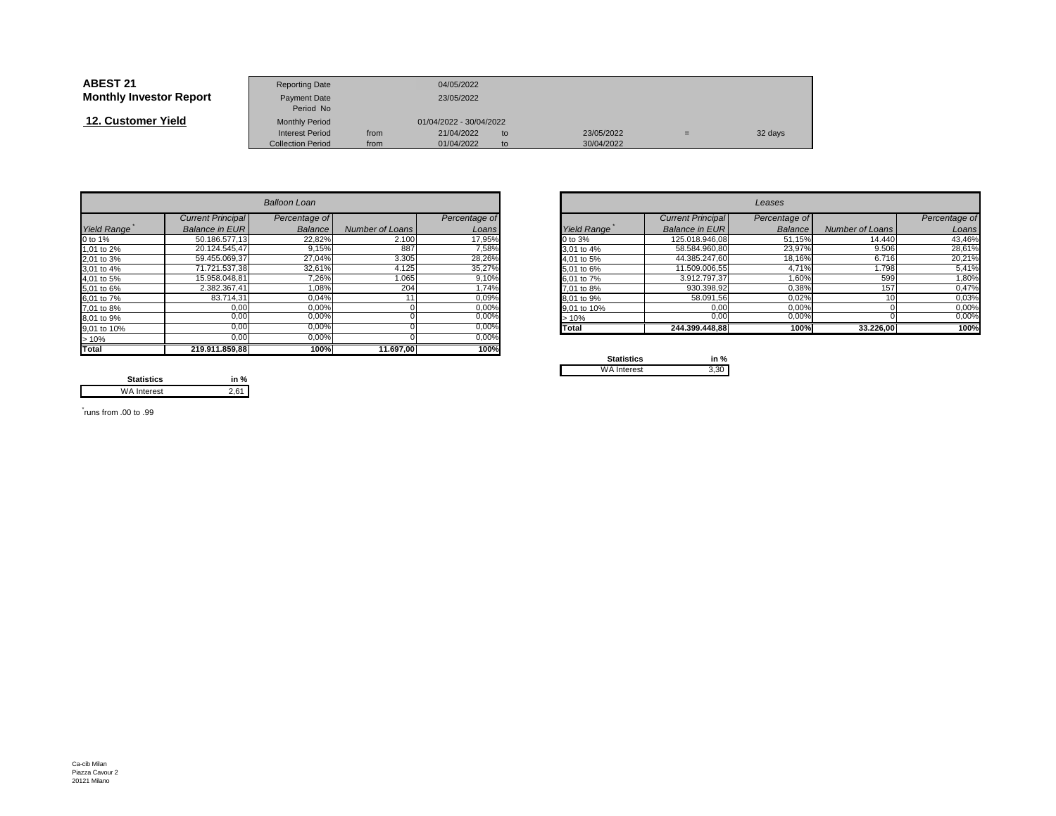**ABEST 21**
**Monthly Investor Report**

**12. Customer Yield**

| | | | | | | |
|---|---|---|---|---|---|---|
| Reporting Date | | 04/05/2022 | | | | |
| Payment Date | | 23/05/2022 | | | | |
| Period No | | | | | | |
| Monthly Period | | 01/04/2022 - 30/04/2022 | | | | |
| Interest Period | from | 21/04/2022 | to | 23/05/2022 | = | 32 days |
| Collection Period | from | 01/04/2022 | to | 30/04/2022 | | |

| *Balloon Loan* | | | | |
|---|---|---|---|---|
| *Yield Range*\* | *Current Principal Balance in EUR* | *Percentage of Balance* | *Number of Loans* | *Percentage of Loans* |
| 0 to 1% | 50.186.577,13 | 22,82% | 2.100 | 17,95% |
| 1,01 to 2% | 20.124.545,47 | 9,15% | 887 | 7,58% |
| 2,01 to 3% | 59.455.069,37 | 27,04% | 3.305 | 28,26% |
| 3,01 to 4% | 71.721.537,38 | 32,61% | 4.125 | 35,27% |
| 4,01 to 5% | 15.958.048,81 | 7,26% | 1.065 | 9,10% |
| 5,01 to 6% | 2.382.367,41 | 1,08% | 204 | 1,74% |
| 6,01 to 7% | 83.714,31 | 0,04% | 11 | 0,09% |
| 7,01 to 8% | 0,00 | 0,00% | 0 | 0,00% |
| 8,01 to 9% | 0,00 | 0,00% | 0 | 0,00% |
| 9,01 to 10% | 0,00 | 0,00% | 0 | 0,00% |
| > 10% | 0,00 | 0,00% | 0 | 0,00% |
| **Total** | **219.911.859,88** | **100%** | **11.697,00** | **100%** |

| Statistics | in % |
|---|---|
| WA Interest | 2,61 |

| *Leases* | | | | |
|---|---|---|---|---|
| *Yield Range*\* | *Current Principal Balance in EUR* | *Percentage of Balance* | *Number of Loans* | *Percentage of Loans* |
| 0 to 3% | 125.018.946,08 | 51,15% | 14.440 | 43,46% |
| 3,01 to 4% | 58.584.960,80 | 23,97% | 9.506 | 28,61% |
| 4,01 to 5% | 44.385.247,60 | 18,16% | 6.716 | 20,21% |
| 5,01 to 6% | 11.509.006,55 | 4,71% | 1.798 | 5,41% |
| 6,01 to 7% | 3.912.797,37 | 1,60% | 599 | 1,80% |
| 7,01 to 8% | 930.398,92 | 0,38% | 157 | 0,47% |
| 8,01 to 9% | 58.091,56 | 0,02% | 10 | 0,03% |
| 9,01 to 10% | 0,00 | 0,00% | 0 | 0,00% |
| > 10% | 0,00 | 0,00% | 0 | 0,00% |
| **Total** | **244.399.448,88** | **100%** | **33.226,00** | **100%** |

| Statistics | in % |
|---|---|
| WA Interest | 3,30 |

\* runs from .00 to .99

Ca-cib Milan
Piazza Cavour 2
20121 Milano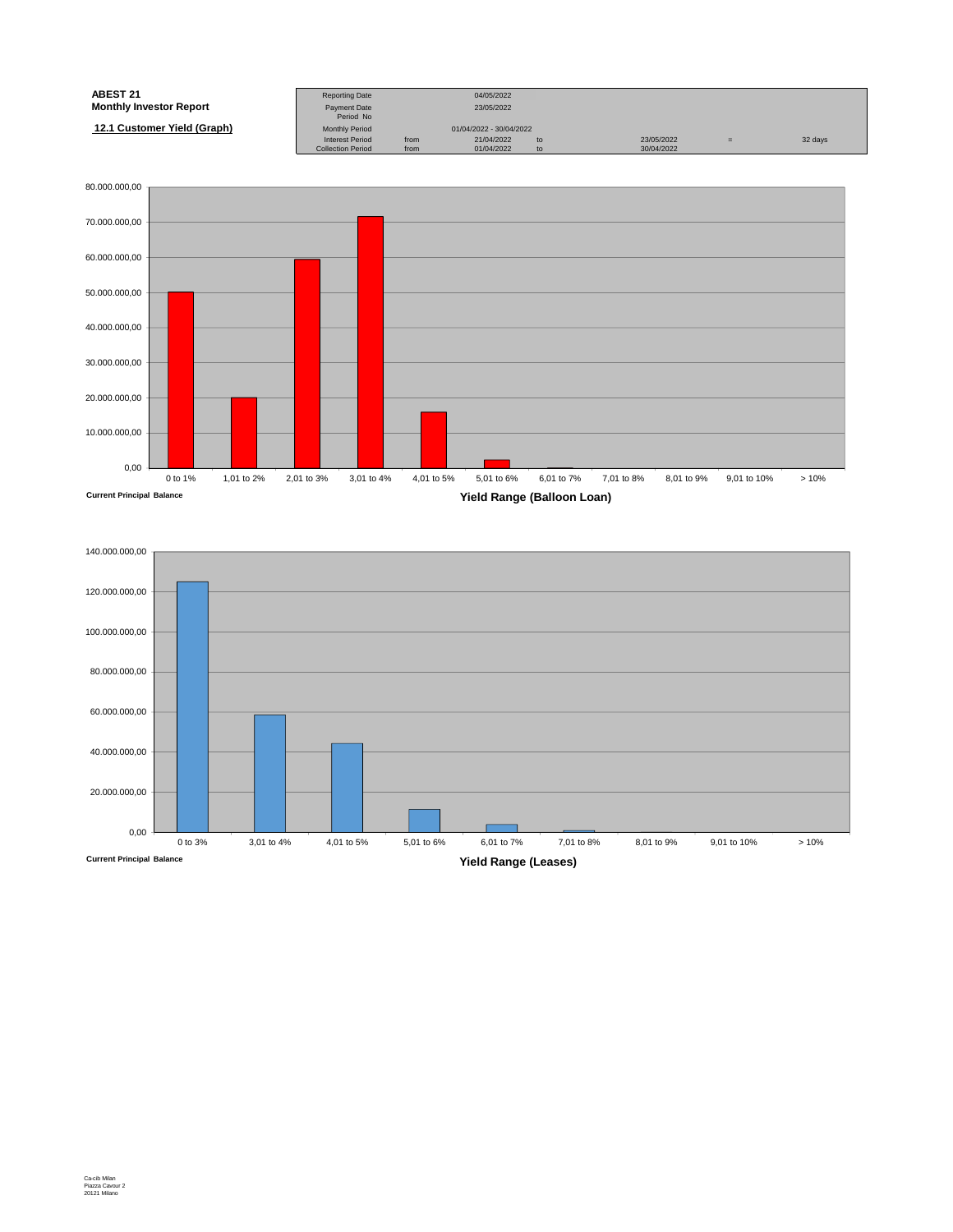**ABEST 21**
**Monthly Investor Report**

**12.1 Customer Yield (Graph)**

| Reporting Date | | 04/05/2022 | | | | |
|---|---|---|---|---|---|---|
| Payment Date | | 23/05/2022 | | | | |
| Period No | | | | | | |
| Monthly Period | | 01/04/2022 - 30/04/2022 | | | | |
| Interest Period | from | 21/04/2022 | to | 23/05/2022 | = | 32 days |
| Collection Period | from | 01/04/2022 | to | 30/04/2022 | | |

Current Principal Balance

Yield Range (Balloon Loan)

| Yield Range | 0 to 1% | 1,01 to 2% | 2,01 to 3% | 3,01 to 4% | 4,01 to 5% | 5,01 to 6% | 6,01 to 7% | 7,01 to 8% | 8,01 to 9% | 9,01 to 10% | > 10% |
|---|---|---|---|---|---|---|---|---|---|---|---|

Current Principal Balance

Yield Range (Leases)

| Yield Range | 0 to 3% | 3,01 to 4% | 4,01 to 5% | 5,01 to 6% | 6,01 to 7% | 7,01 to 8% | 8,01 to 9% | 9,01 to 10% | > 10% |
|---|---|---|---|---|---|---|---|---|---|

Ca-cib Milan
Piazza Cavour 2
20121 Milano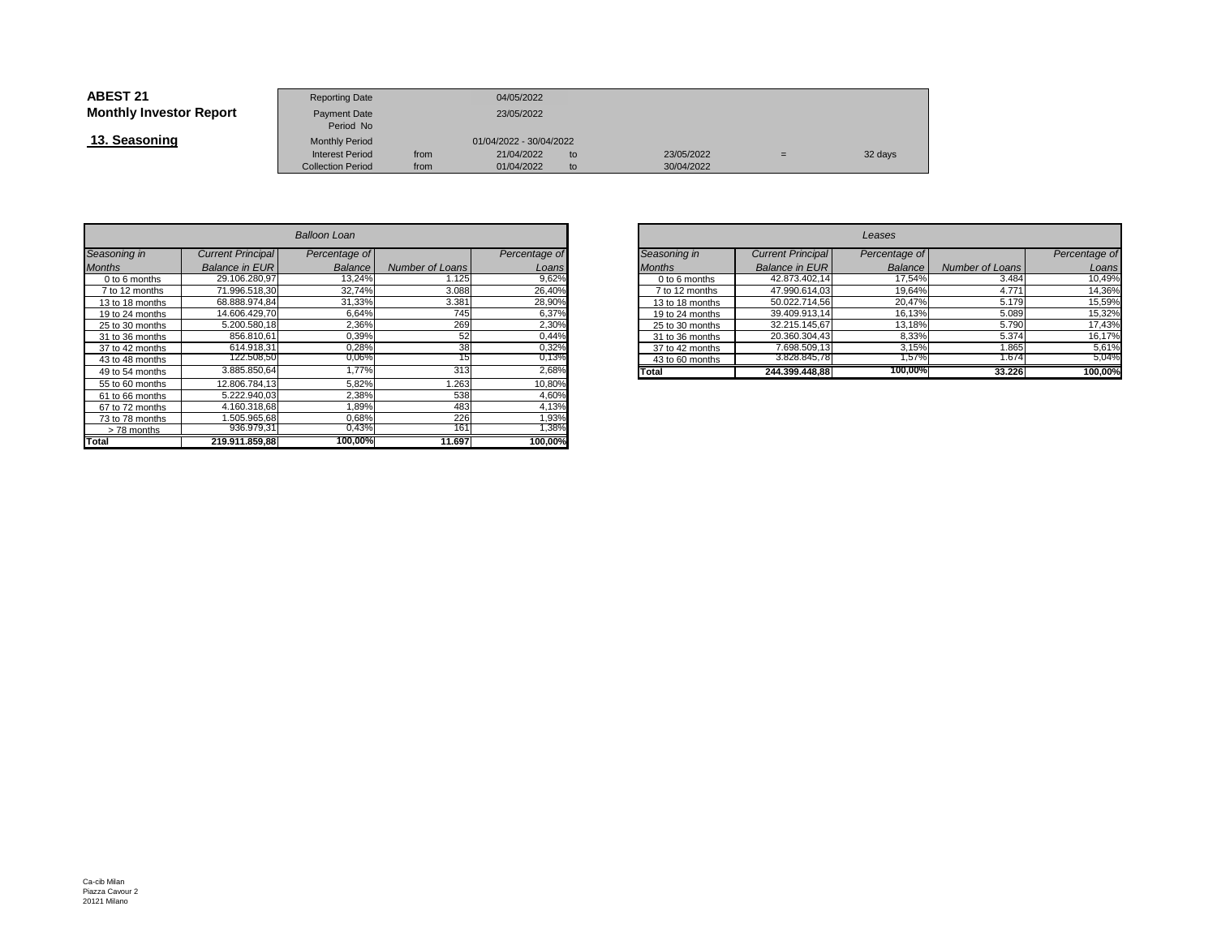**ABEST 21**
**Monthly Investor Report**

## 13. Seasoning

| | | | | | | |
|---|---|---|---|---|---|---|
| Reporting Date | | 04/05/2022 | | | | |
| Payment Date | | 23/05/2022 | | | | |
| Period No | | | | | | |
| Monthly Period | | 01/04/2022 - 30/04/2022 | | | | |
| Interest Period | from | 21/04/2022 | to | 23/05/2022 | = | 32 days |
| Collection Period | from | 01/04/2022 | to | 30/04/2022 | | |

| *Balloon Loan* | | | | |
|---|---|---|---|---|
| *Seasoning in Months* | *Current Principal Balance in EUR* | *Percentage of Balance* | *Number of Loans* | *Percentage of Loans* |
| 0 to 6 months | 29.106.280,97 | 13,24% | 1.125 | 9,62% |
| 7 to 12 months | 71.996.518,30 | 32,74% | 3.088 | 26,40% |
| 13 to 18 months | 68.888.974,84 | 31,33% | 3.381 | 28,90% |
| 19 to 24 months | 14.606.429,70 | 6,64% | 745 | 6,37% |
| 25 to 30 months | 5.200.580,18 | 2,36% | 269 | 2,30% |
| 31 to 36 months | 856.810,61 | 0,39% | 52 | 0,44% |
| 37 to 42 months | 614.918,31 | 0,28% | 38 | 0,32% |
| 43 to 48 months | 122.508,50 | 0,06% | 15 | 0,13% |
| 49 to 54 months | 3.885.850,64 | 1,77% | 313 | 2,68% |
| 55 to 60 months | 12.806.784,13 | 5,82% | 1.263 | 10,80% |
| 61 to 66 months | 5.222.940,03 | 2,38% | 538 | 4,60% |
| 67 to 72 months | 4.160.318,68 | 1,89% | 483 | 4,13% |
| 73 to 78 months | 1.505.965,68 | 0,68% | 226 | 1,93% |
| > 78 months | 936.979,31 | 0,43% | 161 | 1,38% |
| **Total** | **219.911.859,88** | **100,00%** | **11.697** | **100,00%** |

| *Leases* | | | | |
|---|---|---|---|---|
| *Seasoning in Months* | *Current Principal Balance in EUR* | *Percentage of Balance* | *Number of Loans* | *Percentage of Loans* |
| 0 to 6 months | 42.873.402,14 | 17,54% | 3.484 | 10,49% |
| 7 to 12 months | 47.990.614,03 | 19,64% | 4.771 | 14,36% |
| 13 to 18 months | 50.022.714,56 | 20,47% | 5.179 | 15,59% |
| 19 to 24 months | 39.409.913,14 | 16,13% | 5.089 | 15,32% |
| 25 to 30 months | 32.215.145,67 | 13,18% | 5.790 | 17,43% |
| 31 to 36 months | 20.360.304,43 | 8,33% | 5.374 | 16,17% |
| 37 to 42 months | 7.698.509,13 | 3,15% | 1.865 | 5,61% |
| 43 to 60 months | 3.828.845,78 | 1,57% | 1.674 | 5,04% |
| **Total** | **244.399.448,88** | **100,00%** | **33.226** | **100,00%** |

Ca-cib Milan
Piazza Cavour 2
20121 Milano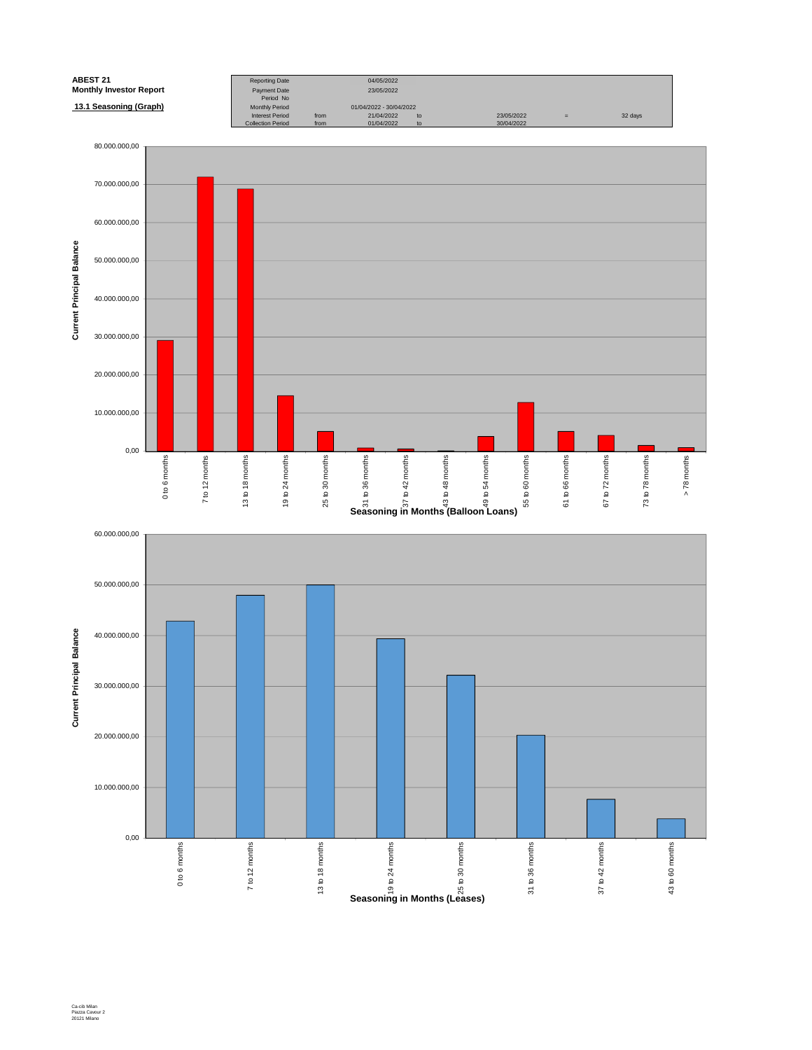**ABEST 21**
**Monthly Investor Report**

**13.1 Seasoning (Graph)**

| | | | | | | |
|---|---|---|---|---|---|---|
| Reporting Date | | 04/05/2022 | | | | |
| Payment Date | | 23/05/2022 | | | | |
| Period No | | | | | | |
| Monthly Period | | 01/04/2022 - 30/04/2022 | | | | |
| Interest Period | from | 21/04/2022 | to | 23/05/2022 | = | 32 days |
| Collection Period | from | 01/04/2022 | to | 30/04/2022 | | |

Current Principal Balance

80.000.000,00
70.000.000,00
60.000.000,00
50.000.000,00
40.000.000,00
30.000.000,00
20.000.000,00
10.000.000,00
0,00

0 to 6 months | 7 to 12 months | 13 to 18 months | 19 to 24 months | 25 to 30 months | 31 to 36 months | 37 to 42 months | 43 to 48 months | 49 to 54 months | 55 to 60 months | 61 to 66 months | 67 to 72 months | 73 to 78 months | > 78 months

**Seasoning in Months (Balloon Loans)**

Current Principal Balance

60.000.000,00
50.000.000,00
40.000.000,00
30.000.000,00
20.000.000,00
10.000.000,00
0,00

0 to 6 months | 7 to 12 months | 13 to 18 months | 19 to 24 months | 25 to 30 months | 31 to 36 months | 37 to 42 months | 43 to 60 months

**Seasoning in Months (Leases)**

Ca-cib Milan
Piazza Cavour 2
20121 Milano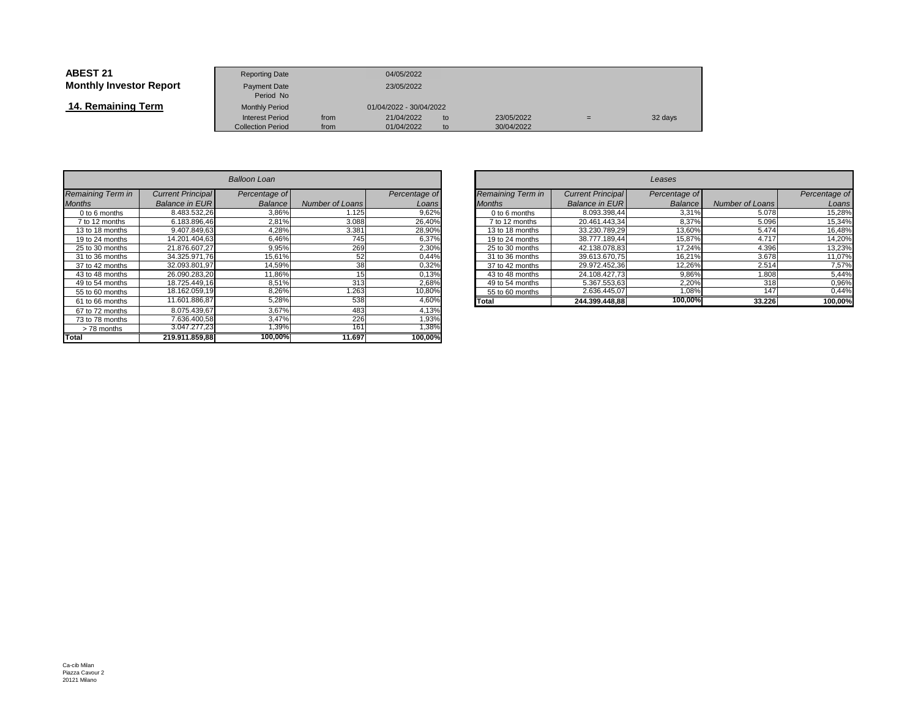**ABEST 21**
**Monthly Investor Report**

**14. Remaining Term**

| | | | | | | |
|---|---|---|---|---|---|---|
| Reporting Date | | 04/05/2022 | | | | |
| Payment Date | | 23/05/2022 | | | | |
| Period No | | | | | | |
| Monthly Period | | 01/04/2022 - 30/04/2022 | | | | |
| Interest Period | from | 21/04/2022 | to | 23/05/2022 | = | 32 days |
| Collection Period | from | 01/04/2022 | to | 30/04/2022 | | |

| *Balloon Loan* | | | | |
|---|---|---|---|---|
| *Remaining Term in Months* | *Current Principal Balance in EUR* | *Percentage of Balance* | *Number of Loans* | *Percentage of Loans* |
| 0 to 6 months | 8.483.532,26 | 3,86% | 1.125 | 9,62% |
| 7 to 12 months | 6.183.896,46 | 2,81% | 3.088 | 26,40% |
| 13 to 18 months | 9.407.849,63 | 4,28% | 3.381 | 28,90% |
| 19 to 24 months | 14.201.404,63 | 6,46% | 745 | 6,37% |
| 25 to 30 months | 21.876.607,27 | 9,95% | 269 | 2,30% |
| 31 to 36 months | 34.325.971,76 | 15,61% | 52 | 0,44% |
| 37 to 42 months | 32.093.801,97 | 14,59% | 38 | 0,32% |
| 43 to 48 months | 26.090.283,20 | 11,86% | 15 | 0,13% |
| 49 to 54 months | 18.725.449,16 | 8,51% | 313 | 2,68% |
| 55 to 60 months | 18.162.059,19 | 8,26% | 1.263 | 10,80% |
| 61 to 66 months | 11.601.886,87 | 5,28% | 538 | 4,60% |
| 67 to 72 months | 8.075.439,67 | 3,67% | 483 | 4,13% |
| 73 to 78 months | 7.636.400,58 | 3,47% | 226 | 1,93% |
| > 78 months | 3.047.277,23 | 1,39% | 161 | 1,38% |
| **Total** | **219.911.859,88** | **100,00%** | **11.697** | **100,00%** |

| *Leases* | | | | |
|---|---|---|---|---|
| *Remaining Term in Months* | *Current Principal Balance in EUR* | *Percentage of Balance* | *Number of Loans* | *Percentage of Loans* |
| 0 to 6 months | 8.093.398,44 | 3,31% | 5.078 | 15,28% |
| 7 to 12 months | 20.461.443,34 | 8,37% | 5.096 | 15,34% |
| 13 to 18 months | 33.230.789,29 | 13,60% | 5.474 | 16,48% |
| 19 to 24 months | 38.777.189,44 | 15,87% | 4.717 | 14,20% |
| 25 to 30 months | 42.138.078,83 | 17,24% | 4.396 | 13,23% |
| 31 to 36 months | 39.613.670,75 | 16,21% | 3.678 | 11,07% |
| 37 to 42 months | 29.972.452,36 | 12,26% | 2.514 | 7,57% |
| 43 to 48 months | 24.108.427,73 | 9,86% | 1.808 | 5,44% |
| 49 to 54 months | 5.367.553,63 | 2,20% | 318 | 0,96% |
| 55 to 60 months | 2.636.445,07 | 1,08% | 147 | 0,44% |
| **Total** | **244.399.448,88** | **100,00%** | **33.226** | **100,00%** |

Ca-cib Milan
Piazza Cavour 2
20121 Milano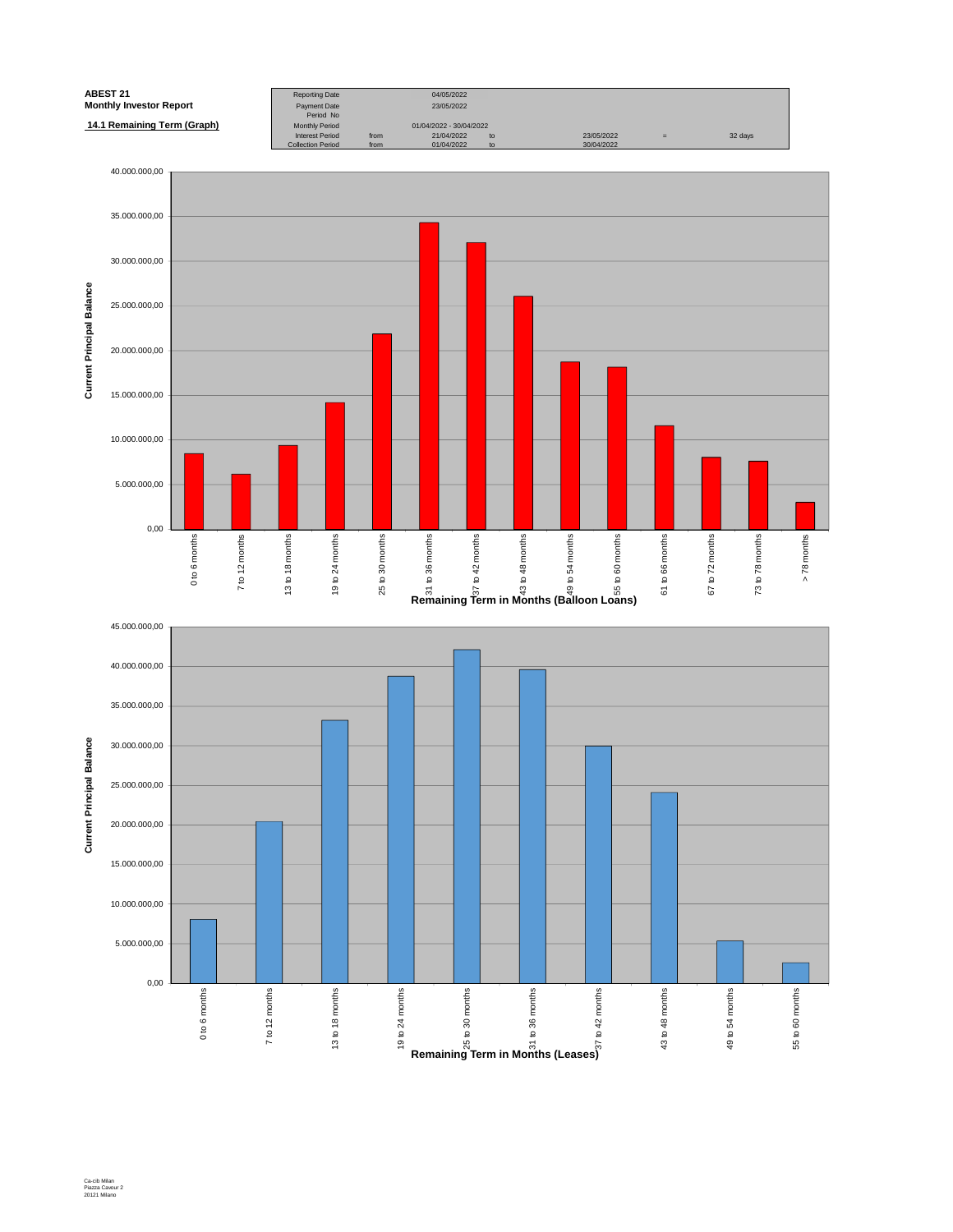**ABEST 21**
**Monthly Investor Report**

**14.1 Remaining Term (Graph)**

| | | | | | | |
|---|---|---|---|---|---|---|
| Reporting Date | | 04/05/2022 | | | | |
| Payment Date | | 23/05/2022 | | | | |
| Period No | | | | | | |
| Monthly Period | | 01/04/2022 - 30/04/2022 | | | | |
| Interest Period | from | 21/04/2022 | to | 23/05/2022 | = | 32 days |
| Collection Period | from | 01/04/2022 | to | 30/04/2022 | | |

Current Principal Balance

Remaining Term in Months (Balloon Loans)

0 to 6 months, 7 to 12 months, 13 to 18 months, 19 to 24 months, 25 to 30 months, 31 to 36 months, 37 to 42 months, 43 to 48 months, 49 to 54 months, 55 to 60 months, 61 to 66 months, 67 to 72 months, 73 to 78 months, > 78 months

0,00 – 5.000.000,00 – 10.000.000,00 – 15.000.000,00 – 20.000.000,00 – 25.000.000,00 – 30.000.000,00 – 35.000.000,00 – 40.000.000,00

Current Principal Balance

Remaining Term in Months (Leases)

0 to 6 months, 7 to 12 months, 13 to 18 months, 19 to 24 months, 25 to 30 months, 31 to 36 months, 37 to 42 months, 43 to 48 months, 49 to 54 months, 55 to 60 months

0,00 – 5.000.000,00 – 10.000.000,00 – 15.000.000,00 – 20.000.000,00 – 25.000.000,00 – 30.000.000,00 – 35.000.000,00 – 40.000.000,00 – 45.000.000,00

Ca-cib Milan
Piazza Cavour 2
20121 Milano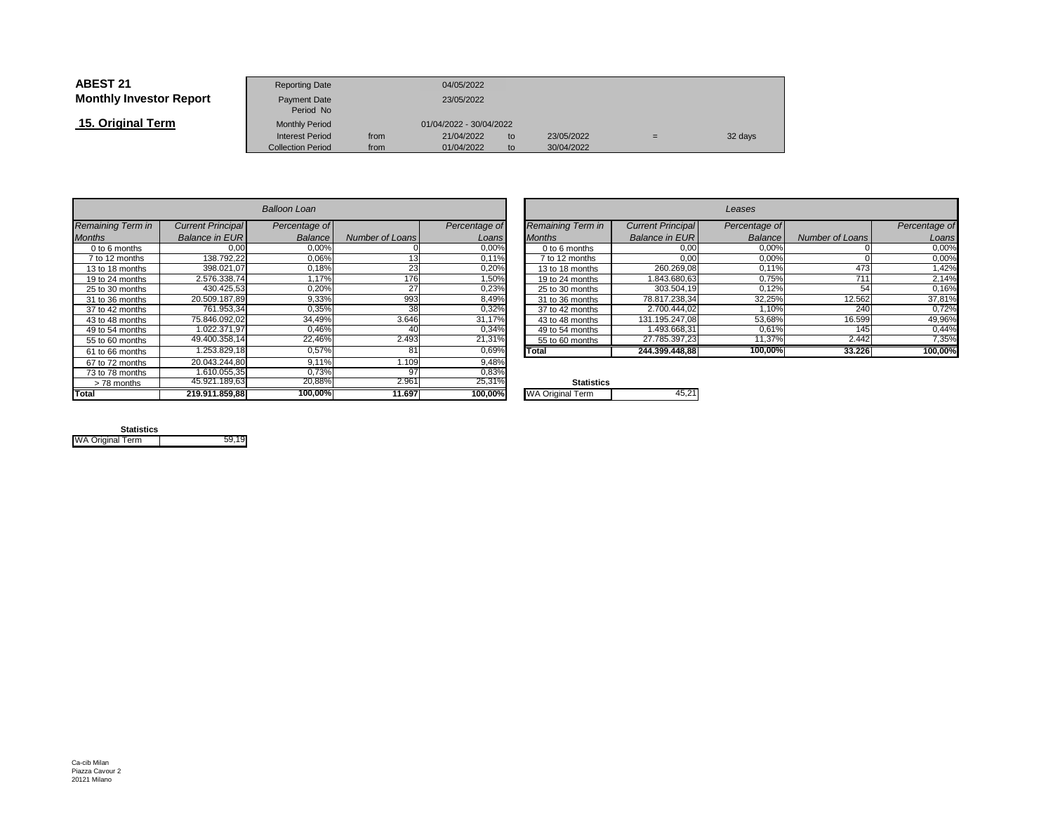# ABEST 21

## Monthly Investor Report

### 15. Original Term

| | | | | | | |
|---|---|---|---|---|---|---|
| Reporting Date | | 04/05/2022 | | | | |
| Payment Date | | 23/05/2022 | | | | |
| Period No | | | | | | |
| Monthly Period | | 01/04/2022 - 30/04/2022 | | | | |
| Interest Period | from | 21/04/2022 | to | 23/05/2022 | = | 32 days |
| Collection Period | from | 01/04/2022 | to | 30/04/2022 | | |

| *Balloon Loan* | | | | |
|---|---|---|---|---|
| *Remaining Term in Months* | *Current Principal Balance in EUR* | *Percentage of Balance* | *Number of Loans* | *Percentage of Loans* |
| 0 to 6 months | 0,00 | 0,00% | 0 | 0,00% |
| 7 to 12 months | 138.792,22 | 0,06% | 13 | 0,11% |
| 13 to 18 months | 398.021,07 | 0,18% | 23 | 0,20% |
| 19 to 24 months | 2.576.338,74 | 1,17% | 176 | 1,50% |
| 25 to 30 months | 430.425,53 | 0,20% | 27 | 0,23% |
| 31 to 36 months | 20.509.187,89 | 9,33% | 993 | 8,49% |
| 37 to 42 months | 761.953,34 | 0,35% | 38 | 0,32% |
| 43 to 48 months | 75.846.092,02 | 34,49% | 3.646 | 31,17% |
| 49 to 54 months | 1.022.371,97 | 0,46% | 40 | 0,34% |
| 55 to 60 months | 49.400.358,14 | 22,46% | 2.493 | 21,31% |
| 61 to 66 months | 1.253.829,18 | 0,57% | 81 | 0,69% |
| 67 to 72 months | 20.043.244,80 | 9,11% | 1.109 | 9,48% |
| 73 to 78 months | 1.610.055,35 | 0,73% | 97 | 0,83% |
| > 78 months | 45.921.189,63 | 20,88% | 2.961 | 25,31% |
| **Total** | **219.911.859,88** | **100,00%** | **11.697** | **100,00%** |

**Statistics**

| | |
|---|---|
| WA Original Term | 59,19 |

| *Leases* | | | | |
|---|---|---|---|---|
| *Remaining Term in Months* | *Current Principal Balance in EUR* | *Percentage of Balance* | *Number of Loans* | *Percentage of Loans* |
| 0 to 6 months | 0,00 | 0,00% | 0 | 0,00% |
| 7 to 12 months | 0,00 | 0,00% | 0 | 0,00% |
| 13 to 18 months | 260.269,08 | 0,11% | 473 | 1,42% |
| 19 to 24 months | 1.843.680,63 | 0,75% | 711 | 2,14% |
| 25 to 30 months | 303.504,19 | 0,12% | 54 | 0,16% |
| 31 to 36 months | 78.817.238,34 | 32,25% | 12.562 | 37,81% |
| 37 to 42 months | 2.700.444,02 | 1,10% | 240 | 0,72% |
| 43 to 48 months | 131.195.247,08 | 53,68% | 16.599 | 49,96% |
| 49 to 54 months | 1.493.668,31 | 0,61% | 145 | 0,44% |
| 55 to 60 months | 27.785.397,23 | 11,37% | 2.442 | 7,35% |
| **Total** | **244.399.448,88** | **100,00%** | **33.226** | **100,00%** |

**Statistics**

| | |
|---|---|
| WA Original Term | 45,21 |

Ca-cib Milan
Piazza Cavour 2
20121 Milano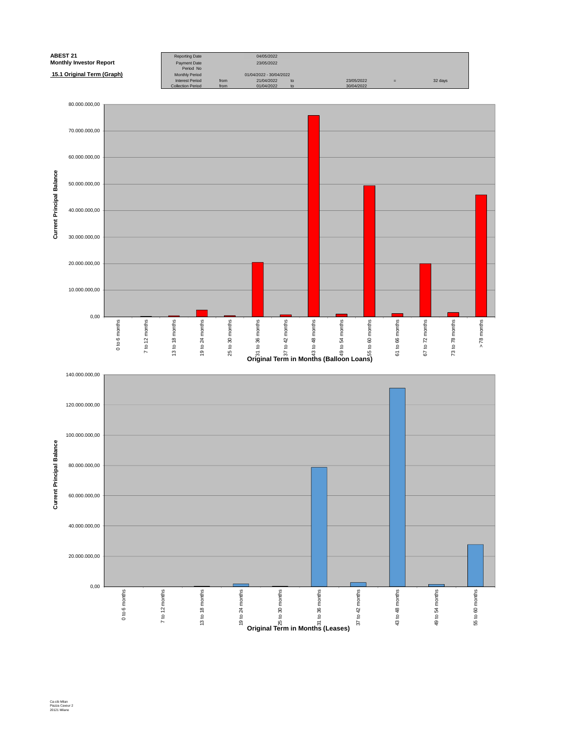**ABEST 21**
**Monthly Investor Report**

**15.1 Original Term (Graph)**

| Reporting Date | | 04/05/2022 | | | | |
|---|---|---|---|---|---|---|
| Payment Date | | 23/05/2022 | | | | |
| Period No | | | | | | |
| Monthly Period | | 01/04/2022 - 30/04/2022 | | | | |
| Interest Period | from | 21/04/2022 | to | 23/05/2022 | = | 32 days |
| Collection Period | from | 01/04/2022 | to | 30/04/2022 | | |

Current Principal Balance

0,00 – 10.000.000,00 – 20.000.000,00 – 30.000.000,00 – 40.000.000,00 – 50.000.000,00 – 60.000.000,00 – 70.000.000,00 – 80.000.000,00

0 to 6 months | 7 to 12 months | 13 to 18 months | 19 to 24 months | 25 to 30 months | 31 to 36 months | 37 to 42 months | 43 to 48 months | 49 to 54 months | 55 to 60 months | 61 to 66 months | 67 to 72 months | 73 to 78 months | > 78 months

**Original Term in Months (Balloon Loans)**

Current Principal Balance

0,00 – 20.000.000,00 – 40.000.000,00 – 60.000.000,00 – 80.000.000,00 – 100.000.000,00 – 120.000.000,00 – 140.000.000,00

0 to 6 months | 7 to 12 months | 13 to 18 months | 19 to 24 months | 25 to 30 months | 31 to 36 months | 37 to 42 months | 43 to 48 months | 49 to 54 months | 55 to 60 months

**Original Term in Months (Leases)**

Ca-cib Milan
Piazza Cavour 2
20121 Milano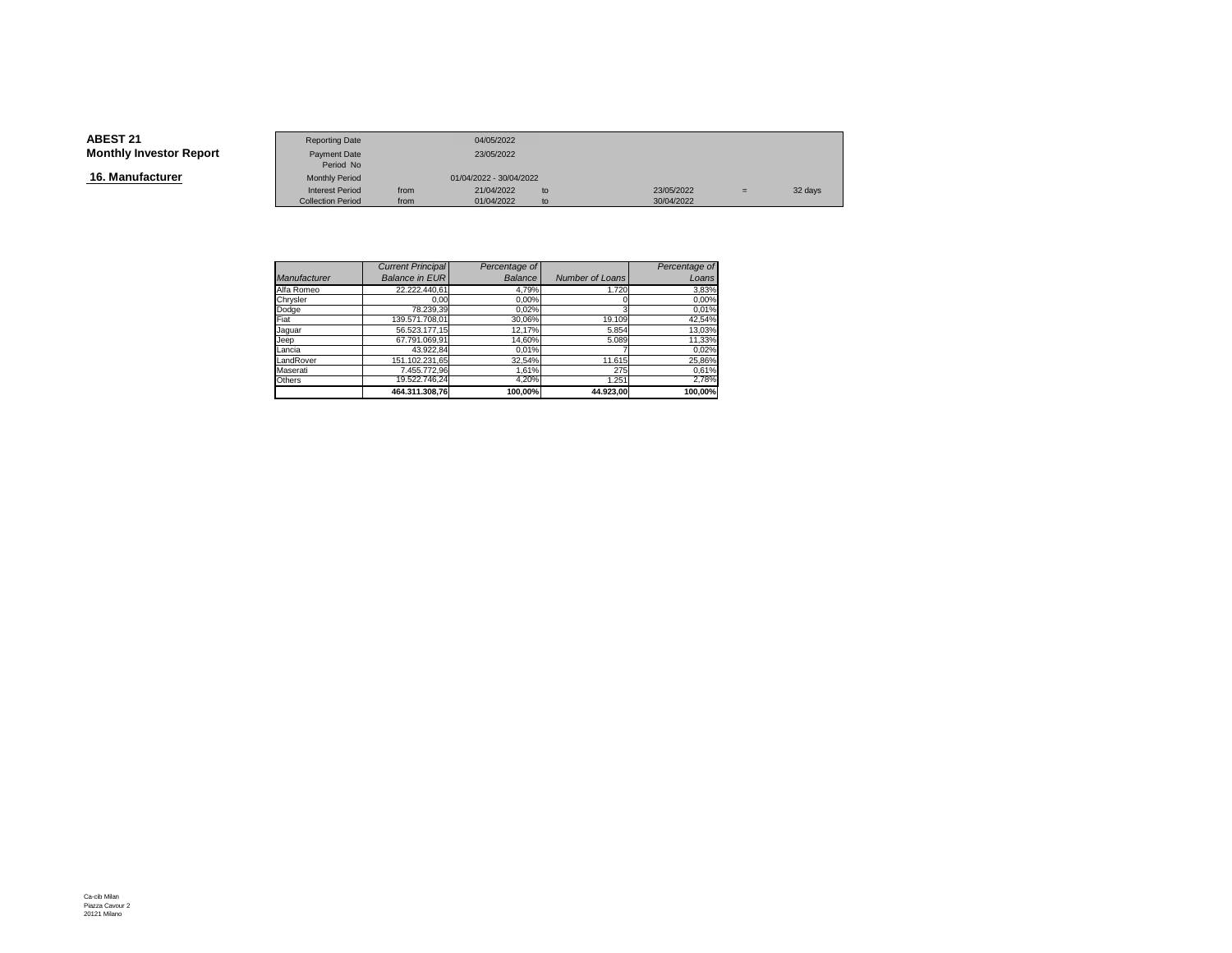**ABEST 21**
**Monthly Investor Report**

## 16. Manufacturer

| | | | | | | |
|---|---|---|---|---|---|---|
| Reporting Date | | 04/05/2022 | | | | |
| Payment Date | | 23/05/2022 | | | | |
| Period No | | | | | | |
| Monthly Period | | 01/04/2022 - 30/04/2022 | | | | |
| Interest Period | from | 21/04/2022 | to | 23/05/2022 | = | 32 days |
| Collection Period | from | 01/04/2022 | to | 30/04/2022 | | |

| *Manufacturer* | *Current Principal Balance in EUR* | *Percentage of Balance* | *Number of Loans* | *Percentage of Loans* |
|---|---|---|---|---|
| Alfa Romeo | 22.222.440,61 | 4,79% | 1.720 | 3,83% |
| Chrysler | 0,00 | 0,00% | 0 | 0,00% |
| Dodge | 78.239,39 | 0,02% | 3 | 0,01% |
| Fiat | 139.571.708,01 | 30,06% | 19.109 | 42,54% |
| Jaguar | 56.523.177,15 | 12,17% | 5.854 | 13,03% |
| Jeep | 67.791.069,91 | 14,60% | 5.089 | 11,33% |
| Lancia | 43.922,84 | 0,01% | 7 | 0,02% |
| LandRover | 151.102.231,65 | 32,54% | 11.615 | 25,86% |
| Maserati | 7.455.772,96 | 1,61% | 275 | 0,61% |
| Others | 19.522.746,24 | 4,20% | 1.251 | 2,78% |
| | **464.311.308,76** | **100,00%** | **44.923,00** | **100,00%** |

Ca-cib Milan
Piazza Cavour 2
20121 Milano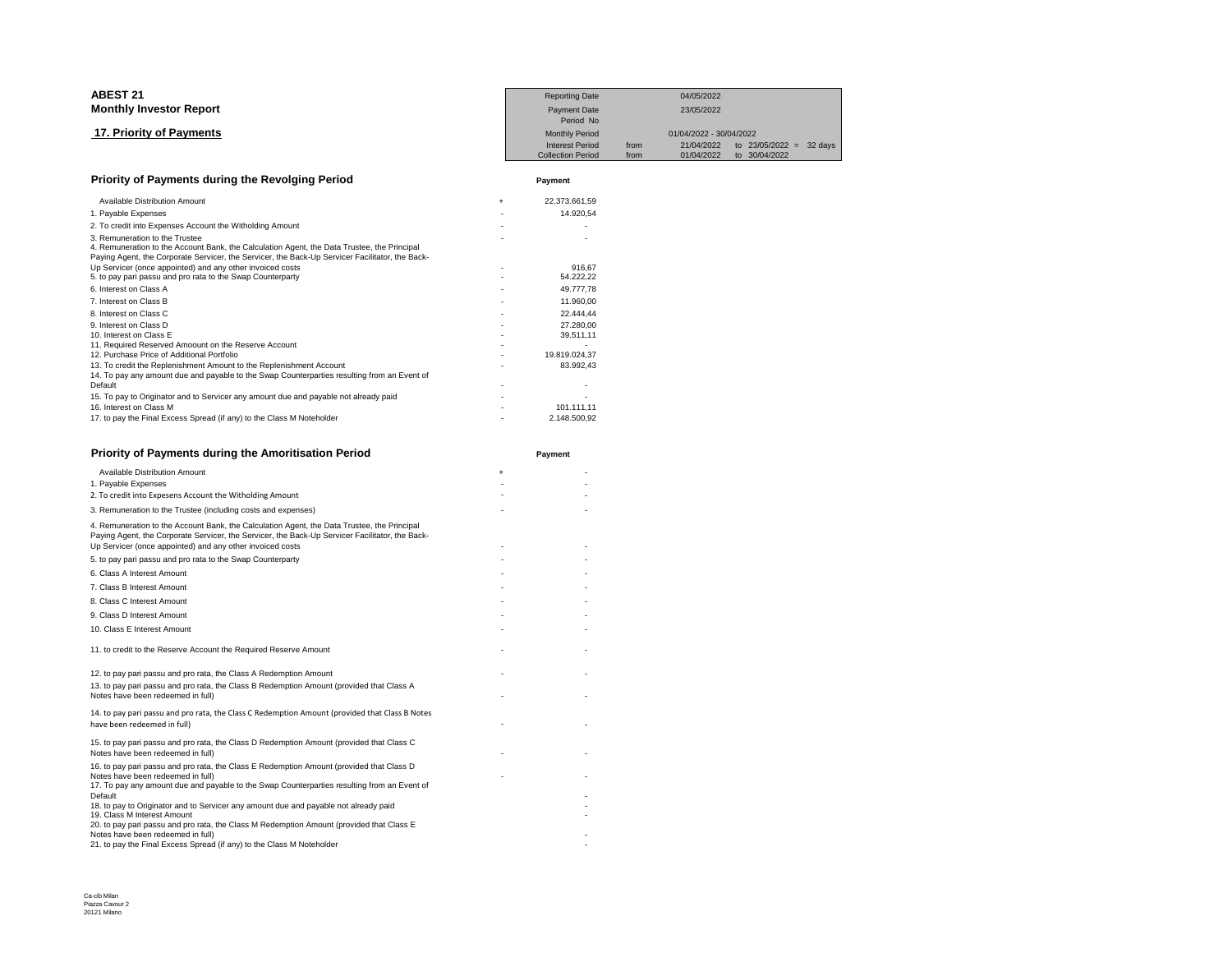**ABEST 21**
**Monthly Investor Report**

**17. Priority of Payments**

| | | | |
|---|---|---|---|
| Reporting Date | | 04/05/2022 | |
| Payment Date | | 23/05/2022 | |
| Period No | | | |
| Monthly Period | | 01/04/2022 - 30/04/2022 | |
| Interest Period | from | 21/04/2022 | to 23/05/2022 = 32 days |
| Collection Period | from | 01/04/2022 | to 30/04/2022 |

## Priority of Payments during the Revolging Period

| | | Payment |
|---|---|---|
| Available Distribution Amount | + | 22.373.661,59 |
| 1. Payable Expenses | - | 14.920,54 |
| 2. To credit into Expenses Account the Witholding Amount | - | - |
| 3. Remuneration to the Trustee | - | - |
| 4. Remuneration to the Account Bank, the Calculation Agent, the Data Trustee, the Principal Paying Agent, the Corporate Servicer, the Servicer, the Back-Up Servicer Facilitator, the Back-Up Servicer (once appointed) and any other invoiced costs | - | 916,67 |
| 5. to pay pari passu and pro rata to the Swap Counterparty | - | 54.222,22 |
| 6. Interest on Class A | - | 49.777,78 |
| 7. Interest on Class B | - | 11.960,00 |
| 8. Interest on Class C | - | 22.444,44 |
| 9. Interest on Class D | - | 27.280,00 |
| 10. Interest on Class E | - | 39.511,11 |
| 11. Required Reserved Amoount on the Reserve Account | - | |
| 12. Purchase Price of Additional Portfolio | - | 19.819.024,37 |
| 13. To credit the Replenishment Amount to the Replenishment Account | - | 83.992,43 |
| 14. To pay any amount due and payable to the Swap Counterparties resulting from an Event of Default | - | - |
| 15. To pay to Originator and to Servicer any amount due and payable not already paid | - | - |
| 16. Interest on Class M | - | 101.111,11 |
| 17. to pay the Final Excess Spread (if any) to the Class M Noteholder | - | 2.148.500,92 |

## Priority of Payments during the Amoritisation Period

| | | Payment |
|---|---|---|
| Available Distribution Amount | + | - |
| 1. Payable Expenses | - | - |
| 2. To credit into Expesens Account the Witholding Amount | - | - |
| 3. Remuneration to the Trustee (including costs and expenses) | - | - |
| 4. Remuneration to the Account Bank, the Calculation Agent, the Data Trustee, the Principal Paying Agent, the Corporate Servicer, the Servicer, the Back-Up Servicer Facilitator, the Back-Up Servicer (once appointed) and any other invoiced costs | - | - |
| 5. to pay pari passu and pro rata to the Swap Counterparty | - | - |
| 6. Class A Interest Amount | - | - |
| 7. Class B Interest Amount | - | - |
| 8. Class C Interest Amount | - | - |
| 9. Class D Interest Amount | - | - |
| 10. Class E Interest Amount | - | - |
| 11. to credit to the Reserve Account the Required Reserve Amount | - | - |
| 12. to pay pari passu and pro rata, the Class A Redemption Amount | - | - |
| 13. to pay pari passu and pro rata, the Class B Redemption Amount (provided that Class A Notes have been redeemed in full) | - | - |
| 14. to pay pari passu and pro rata, the Class C Redemption Amount (provided that Class B Notes have been redeemed in full) | - | - |
| 15. to pay pari passu and pro rata, the Class D Redemption Amount (provided that Class C Notes have been redeemed in full) | - | - |
| 16. to pay pari passu and pro rata, the Class E Redemption Amount (provided that Class D Notes have been redeemed in full) | - | - |
| 17. To pay any amount due and payable to the Swap Counterparties resulting from an Event of Default | | - |
| 18. to pay to Originator and to Servicer any amount due and payable not already paid | | - |
| 19. Class M Interest Amount | | - |
| 20. to pay pari passu and pro rata, the Class M Redemption Amount (provided that Class E Notes have been redeemed in full) | | - |
| 21. to pay the Final Excess Spread (if any) to the Class M Noteholder | | - |

Ca-cib Milan
Piazza Cavour 2
20121 Milano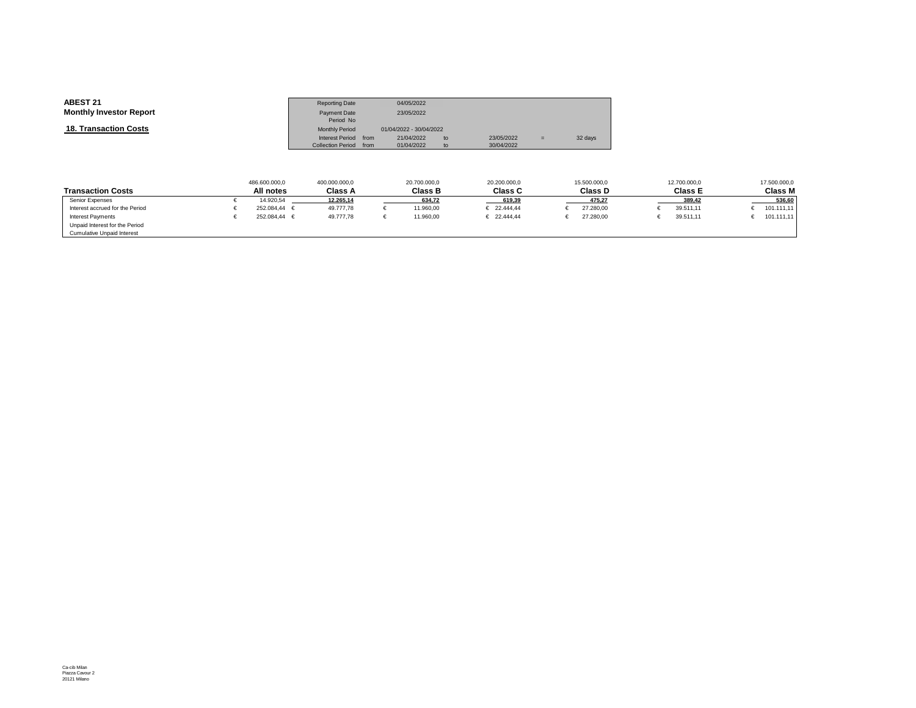**ABEST 21**
**Monthly Investor Report**

## 18. Transaction Costs

| | | | | | | |
|---|---|---|---|---|---|---|
| Reporting Date | | 04/05/2022 | | | | |
| Payment Date | | 23/05/2022 | | | | |
| Period No | | | | | | |
| Monthly Period | | 01/04/2022 - 30/04/2022 | | | | |
| Interest Period | from | 21/04/2022 | to | 23/05/2022 | = | 32 days |
| Collection Period | from | 01/04/2022 | to | 30/04/2022 | | |

| | 486.600.000,0 | 400.000.000,0 | 20.700.000,0 | 20.200.000,0 | 15.500.000,0 | 12.700.000,0 | 17.500.000,0 |
|---|---|---|---|---|---|---|---|
| **Transaction Costs** | **All notes** | **Class A** | **Class B** | **Class C** | **Class D** | **Class E** | **Class M** |
| Senior Expenses | € 14.920,54 | 12.265,14 | 634,72 | 619,39 | 475,27 | 389,42 | 536,60 |
| Interest accrued for the Period | € 252.084,44 | € 49.777,78 | € 11.960,00 | € 22.444,44 | € 27.280,00 | € 39.511,11 | € 101.111,11 |
| Interest Payments | € 252.084,44 | € 49.777,78 | € 11.960,00 | € 22.444,44 | € 27.280,00 | € 39.511,11 | € 101.111,11 |
| Unpaid Interest for the Period | | | | | | | |
| Cumulative Unpaid Interest | | | | | | | |

Ca-cib Milan
Piazza Cavour 2
20121 Milano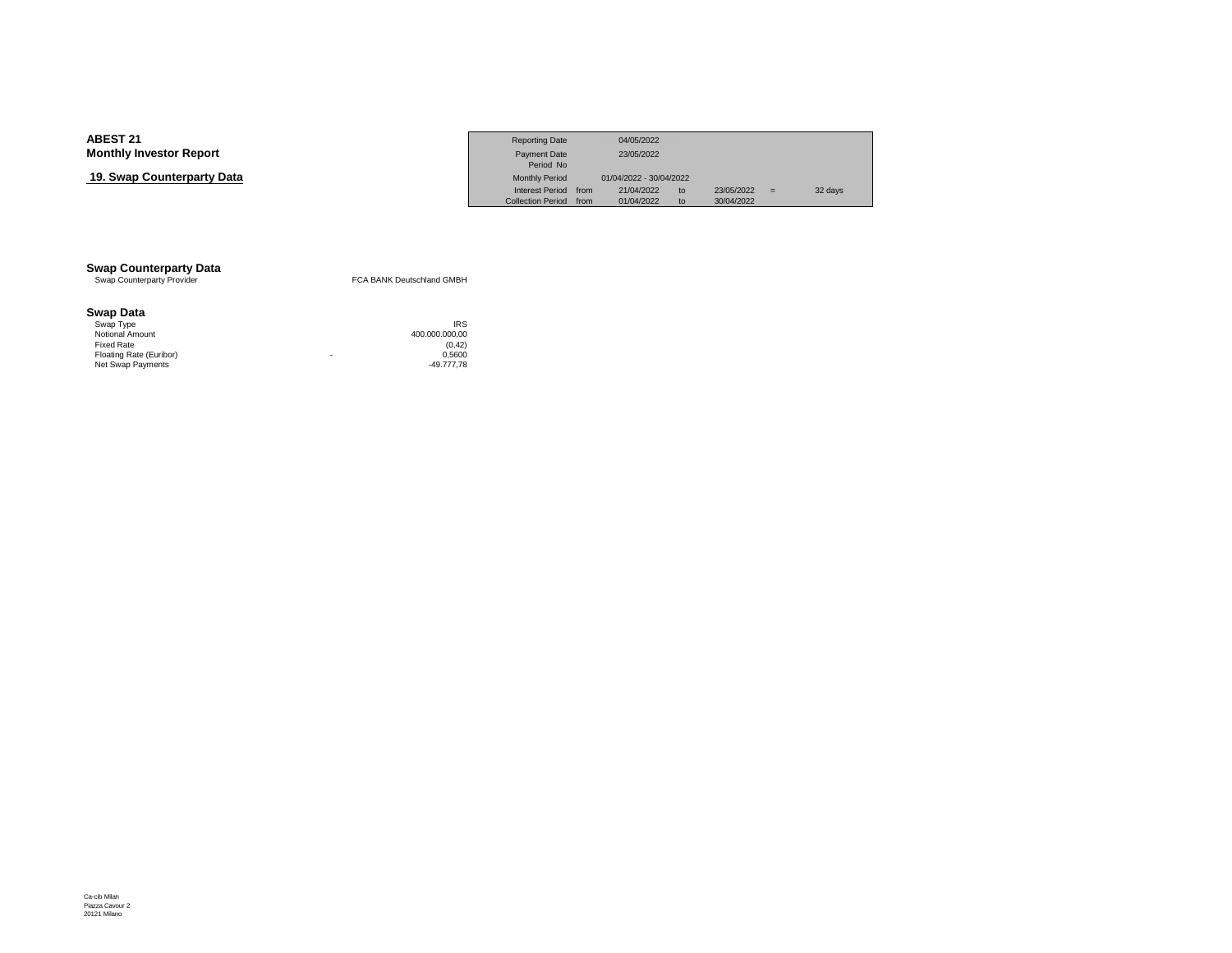**ABEST 21**
**Monthly Investor Report**

**19. Swap Counterparty Data**

| Reporting Date | | 04/05/2022 | | | | |
|---|---|---|---|---|---|---|
| Payment Date | | 23/05/2022 | | | | |
| Period No | | | | | | |
| Monthly Period | | 01/04/2022 - 30/04/2022 | | | | |
| Interest Period | from | 21/04/2022 | to | 23/05/2022 | = | 32 days |
| Collection Period | from | 01/04/2022 | to | 30/04/2022 | | |

## Swap Counterparty Data

| | |
|---|---|
| Swap Counterparty Provider | FCA BANK Deutschland GMBH |

## Swap Data

| | | |
|---|---|---|
| Swap Type | | IRS |
| Notional Amount | | 400.000.000,00 |
| Fixed Rate | | (0,42) |
| Floating Rate (Euribor) | - | 0,5600 |
| Net Swap Payments | | -49.777,78 |

Ca-cib Milan
Piazza Cavour 2
20121 Milano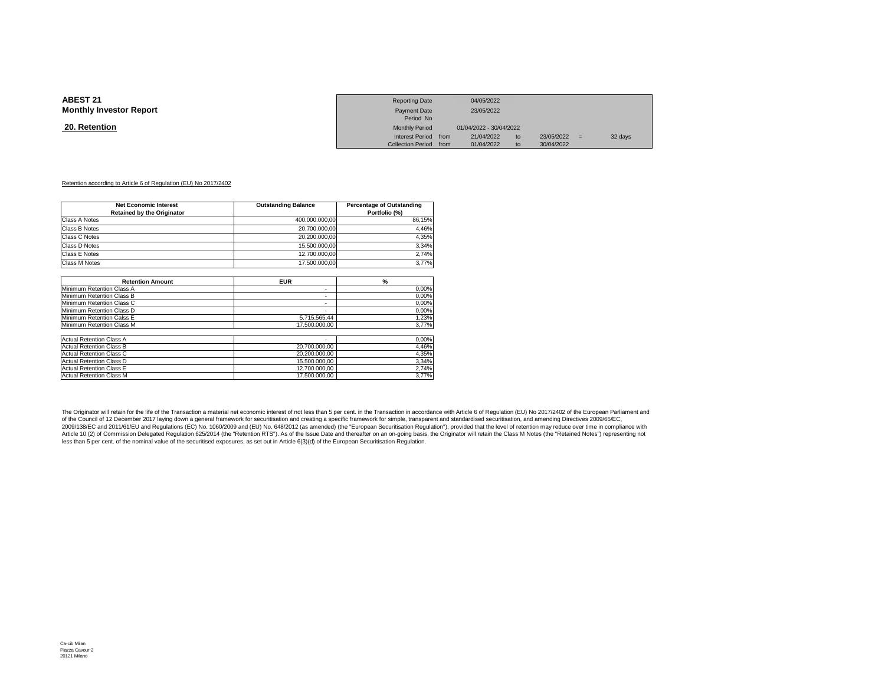**ABEST 21**
**Monthly Investor Report**

## 20. Retention

| | | | | | | |
|---|---|---|---|---|---|---|
| Reporting Date | | 04/05/2022 | | | | |
| Payment Date | | 23/05/2022 | | | | |
| Period No | | | | | | |
| Monthly Period | | 01/04/2022 - 30/04/2022 | | | | |
| Interest Period | from | 21/04/2022 | to | 23/05/2022 | = | 32 days |
| Collection Period | from | 01/04/2022 | to | 30/04/2022 | | |

Retention according to Article 6 of Regulation (EU) No 2017/2402

| Net Economic Interest Retained by the Originator | Outstanding Balance | Percentage of Outstanding Portfolio (%) |
|---|---|---|
| Class A Notes | 400.000.000,00 | 86,15% |
| Class B Notes | 20.700.000,00 | 4,46% |
| Class C Notes | 20.200.000,00 | 4,35% |
| Class D Notes | 15.500.000,00 | 3,34% |
| Class E Notes | 12.700.000,00 | 2,74% |
| Class M Notes | 17.500.000,00 | 3,77% |

| Retention Amount | EUR | % |
|---|---|---|
| Minimum Retention Class A | - | 0,00% |
| Minimum Retention Class B | - | 0,00% |
| Minimum Retention Class C | - | 0,00% |
| Minimum Retention Class D | - | 0,00% |
| Minimum Retention Calss E | 5.715.565,44 | 1,23% |
| Minimum Retention Class M | 17.500.000,00 | 3,77% |
| | | |
| Actual Retention Class A | - | 0,00% |
| Actual Retention Class B | 20.700.000,00 | 4,46% |
| Actual Retention Class C | 20.200.000,00 | 4,35% |
| Actual Retention Class D | 15.500.000,00 | 3,34% |
| Actual Retention Class E | 12.700.000,00 | 2,74% |
| Actual Retention Class M | 17.500.000,00 | 3,77% |

The Originator will retain for the life of the Transaction a material net economic interest of not less than 5 per cent. in the Transaction in accordance with Article 6 of Regulation (EU) No 2017/2402 of the European Parliament and of the Council of 12 December 2017 laying down a general framework for securitisation and creating a specific framework for simple, transparent and standardised securitisation, and amending Directives 2009/65/EC, 2009/138/EC and 2011/61/EU and Regulations (EC) No. 1060/2009 and (EU) No. 648/2012 (as amended) (the "European Securitisation Regulation"), provided that the level of retention may reduce over time in compliance with Article 10 (2) of Commission Delegated Regulation 625/2014 (the "Retention RTS"). As of the Issue Date and thereafter on an on-going basis, the Originator will retain the Class M Notes (the "Retained Notes") representing not less than 5 per cent. of the nominal value of the securitised exposures, as set out in Article 6(3)(d) of the European Securitisation Regulation.

Ca-cib Milan
Piazza Cavour 2
20121 Milano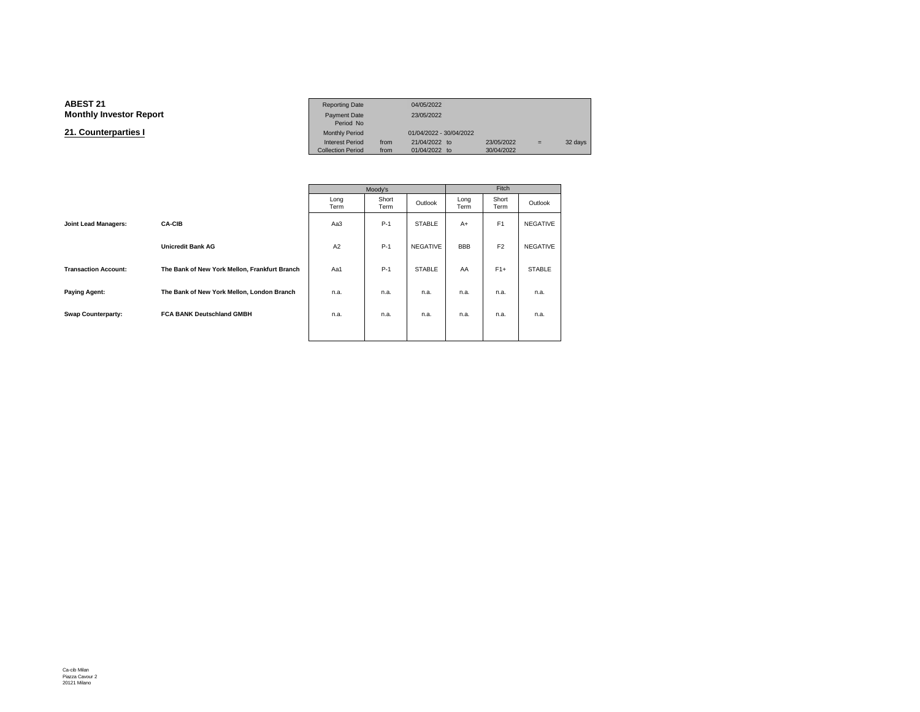**ABEST 21**
**Monthly Investor Report**

## 21. Counterparties I

| | | | | |
|---|---|---|---|---|
| Reporting Date | | 04/05/2022 | | |
| Payment Date | | 23/05/2022 | | |
| Period No | | | | |
| Monthly Period | | 01/04/2022 - 30/04/2022 | | |
| Interest Period | from | 21/04/2022 to | 23/05/2022 | = 32 days |
| Collection Period | from | 01/04/2022 to | 30/04/2022 | |

| | | Moody's | | | Fitch | | |
|---|---|---|---|---|---|---|---|
| | | Long Term | Short Term | Outlook | Long Term | Short Term | Outlook |
| **Joint Lead Managers:** | **CA-CIB** | Aa3 | P-1 | STABLE | A+ | F1 | NEGATIVE |
| | **Unicredit Bank AG** | A2 | P-1 | NEGATIVE | BBB | F2 | NEGATIVE |
| **Transaction Account:** | **The Bank of New York Mellon, Frankfurt Branch** | Aa1 | P-1 | STABLE | AA | F1+ | STABLE |
| **Paying Agent:** | **The Bank of New York Mellon, London Branch** | n.a. | n.a. | n.a. | n.a. | n.a. | n.a. |
| **Swap Counterparty:** | **FCA BANK Deutschland GMBH** | n.a. | n.a. | n.a. | n.a. | n.a. | n.a. |

Ca-cib Milan
Piazza Cavour 2
20121 Milano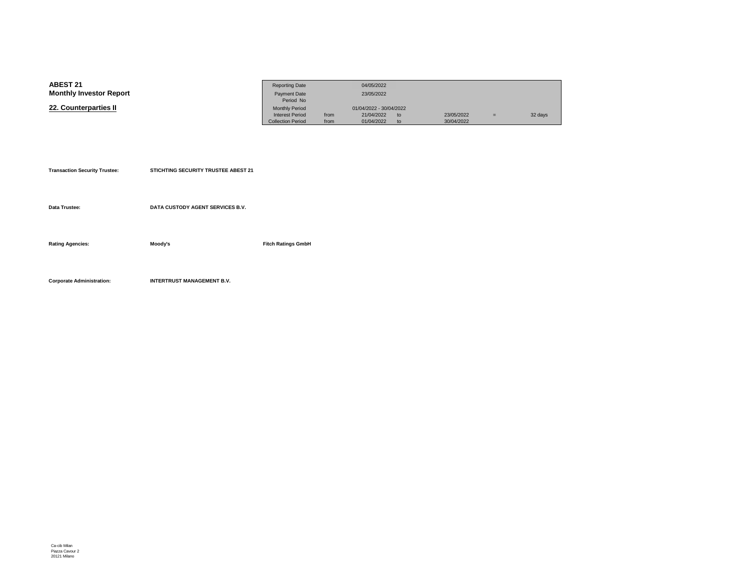**ABEST 21**
**Monthly Investor Report**

## 22. Counterparties II

| | | | | | | |
|---|---|---|---|---|---|---|
| Reporting Date | | 04/05/2022 | | | | |
| Payment Date | | 23/05/2022 | | | | |
| Period No | | | | | | |
| Monthly Period | | 01/04/2022 - 30/04/2022 | | | | |
| Interest Period | from | 21/04/2022 | to | 23/05/2022 | = | 32 days |
| Collection Period | from | 01/04/2022 | to | 30/04/2022 | | |

**Transaction Security Trustee:** **STICHTING SECURITY TRUSTEE ABEST 21**

**Data Trustee:** **DATA CUSTODY AGENT SERVICES B.V.**

**Rating Agencies:** **Moody's** **Fitch Ratings GmbH**

**Corporate Administration:** **INTERTRUST MANAGEMENT B.V.**

Ca-cib Milan
Piazza Cavour 2
20121 Milano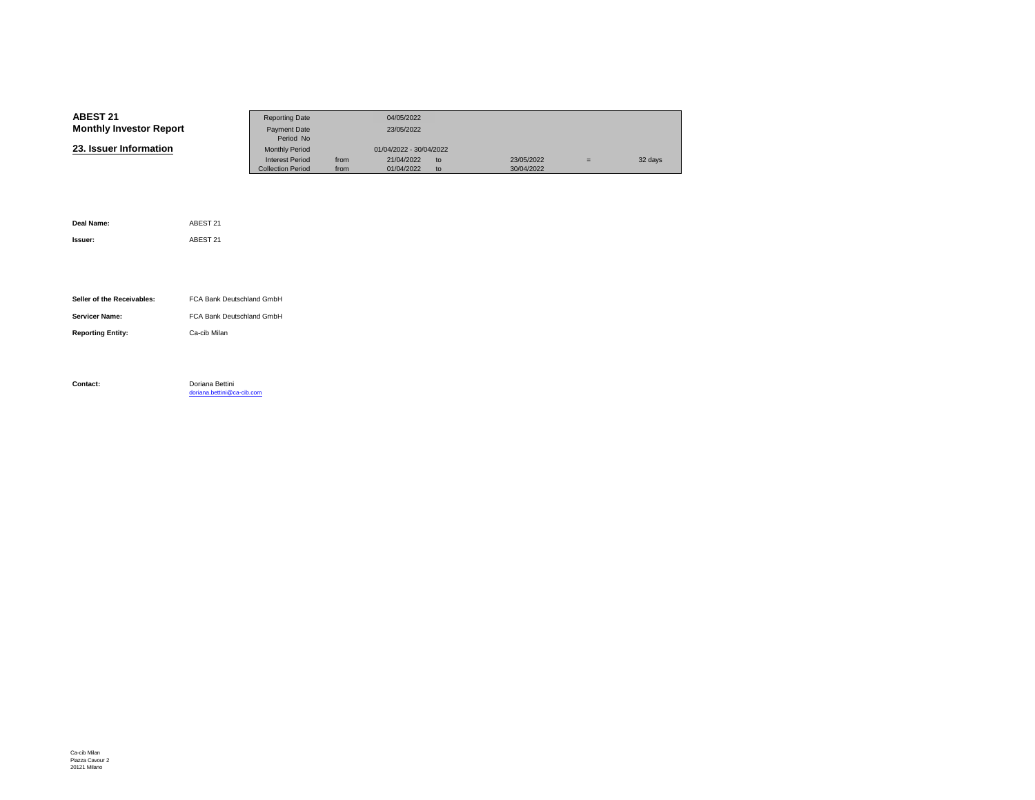**ABEST 21**
**Monthly Investor Report**

## 23. Issuer Information

| | | | | | | |
|---|---|---|---|---|---|---|
| Reporting Date | | 04/05/2022 | | | | |
| Payment Date | | 23/05/2022 | | | | |
| Period No | | | | | | |
| Monthly Period | | 01/04/2022 - 30/04/2022 | | | | |
| Interest Period | from | 21/04/2022 | to | 23/05/2022 | = | 32 days |
| Collection Period | from | 01/04/2022 | to | 30/04/2022 | | |

**Deal Name:** ABEST 21

**Issuer:** ABEST 21

**Seller of the Receivables:** FCA Bank Deutschland GmbH

**Servicer Name:** FCA Bank Deutschland GmbH

**Reporting Entity:** Ca-cib Milan

**Contact:** Doriana Bettini
doriana.bettini@ca-cib.com

Ca-cib Milan
Piazza Cavour 2
20121 Milano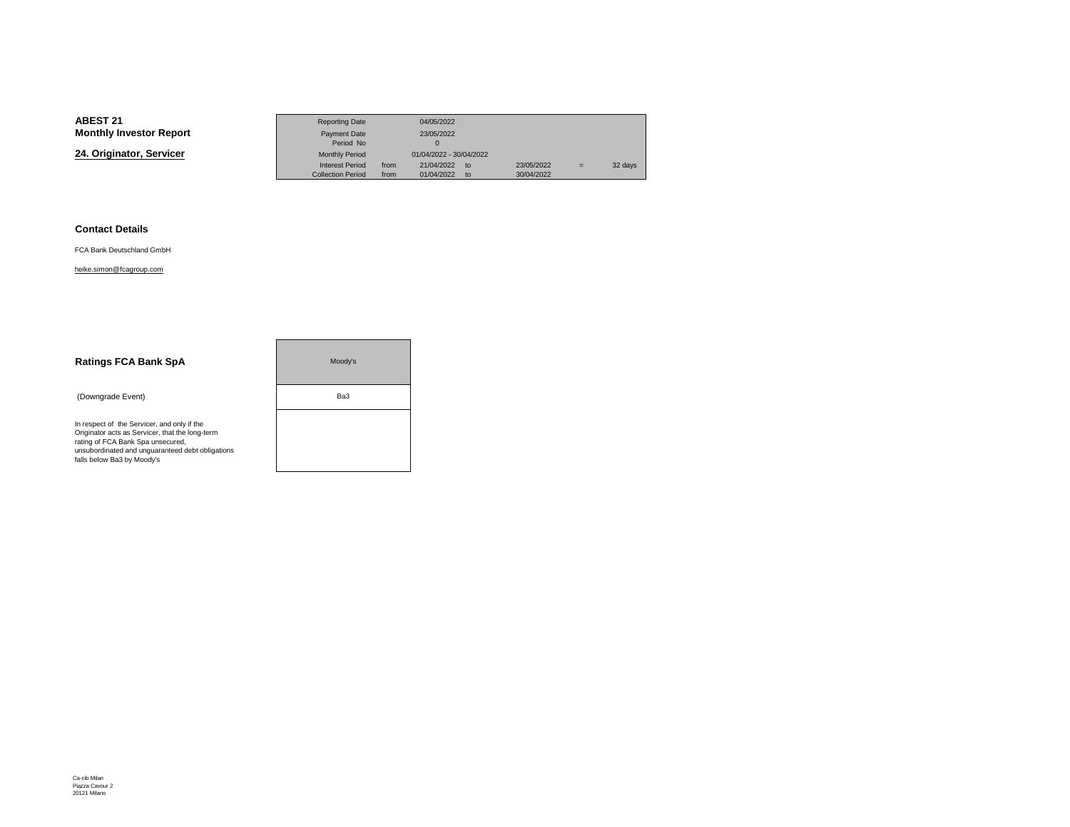**ABEST 21**
**Monthly Investor Report**

## 24. Originator, Servicer

| | | | | | | |
|---|---|---|---|---|---|---|
| Reporting Date | | 04/05/2022 | | | | |
| Payment Date | | 23/05/2022 | | | | |
| Period No | | 0 | | | | |
| Monthly Period | | 01/04/2022 - 30/04/2022 | | | | |
| Interest Period | from | 21/04/2022 | to | 23/05/2022 | = | 32 days |
| Collection Period | from | 01/04/2022 | to | 30/04/2022 | | |

### Contact Details

FCA Bank Deutschland GmbH

heike.simon@fcagroup.com

### Ratings FCA Bank SpA

| | Moody's |
|---|---|
| (Downgrade Event) | Ba3 |
| In respect of the Servicer, and only if the Originator acts as Servicer, that the long-term rating of FCA Bank Spa unsecured, unsubordinated and unguaranteed debt obligations falls below Ba3 by Moody's | |

Ca-cib Milan
Piazza Cavour 2
20121 Milano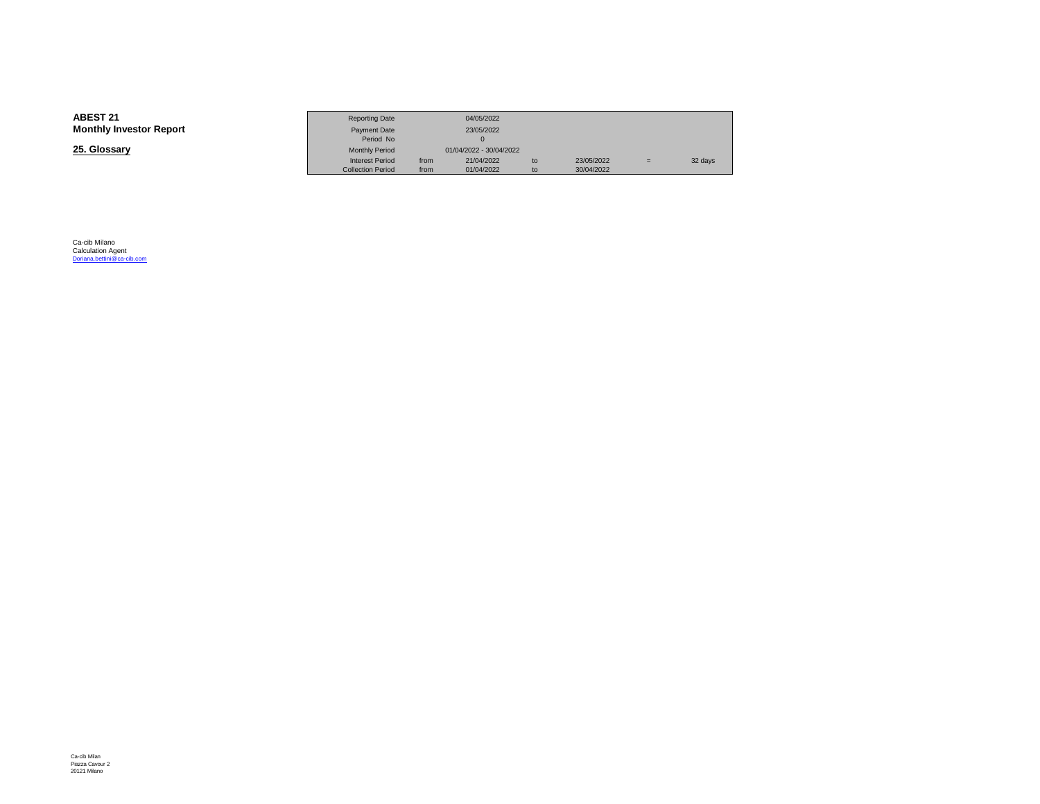**ABEST 21**
**Monthly Investor Report**

## 25. Glossary

| | | | | | | |
|---|---|---|---|---|---|---|
| Reporting Date | | 04/05/2022 | | | | |
| Payment Date | | 23/05/2022 | | | | |
| Period No | | 0 | | | | |
| Monthly Period | | 01/04/2022 - 30/04/2022 | | | | |
| Interest Period | from | 21/04/2022 | to | 23/05/2022 | = | 32 days |
| Collection Period | from | 01/04/2022 | to | 30/04/2022 | | |

Ca-cib Milano
Calculation Agent
Doriana.bettini@ca-cib.com

Ca-cib Milan
Piazza Cavour 2
20121 Milano